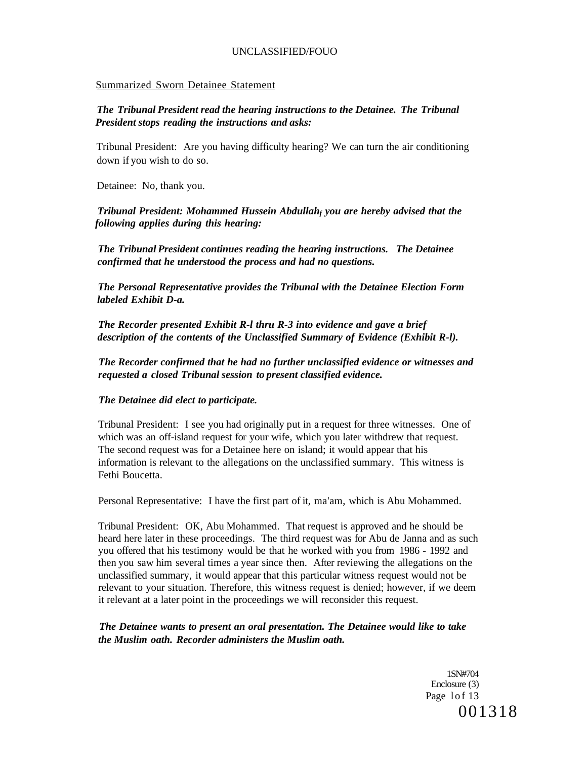Summarized Sworn Detainee Statement

***The Tribunal President read the hearing instructions to the Detainee. The Tribunal President stops reading the instructions and asks:***

Tribunal President: Are you having difficulty hearing? We can turn the air conditioning down if you wish to do so.

Detainee: No, thank you.

***Tribunal President: Mohammed Hussein Abdullah, you are hereby advised that the following applies during this hearing:***

***The Tribunal President continues reading the hearing instructions. The Detainee confirmed that he understood the process and had no questions.***

***The Personal Representative provides the Tribunal with the Detainee Election Form labeled Exhibit D-a.***

***The Recorder presented Exhibit R-l thru R-3 into evidence and gave a brief description of the contents of the Unclassified Summary of Evidence (Exhibit R-l).***

***The Recorder confirmed that he had no further unclassified evidence or witnesses and requested a closed Tribunal session to present classified evidence.***

***The Detainee did elect to participate.***

Tribunal President: I see you had originally put in a request for three witnesses. One of which was an off-island request for your wife, which you later withdrew that request. The second request was for a Detainee here on island; it would appear that his information is relevant to the allegations on the unclassified summary. This witness is Fethi Boucetta.

Personal Representative: I have the first part of it, ma'am, which is Abu Mohammed.

Tribunal President: OK, Abu Mohammed. That request is approved and he should be heard here later in these proceedings. The third request was for Abu de Janna and as such you offered that his testimony would be that he worked with you from 1986 - 1992 and then you saw him several times a year since then. After reviewing the allegations on the unclassified summary, it would appear that this particular witness request would not be relevant to your situation. Therefore, this witness request is denied; however, if we deem it relevant at a later point in the proceedings we will reconsider this request.

***The Detainee wants to present an oral presentation. The Detainee would like to take the Muslim oath. Recorder administers the Muslim oath.***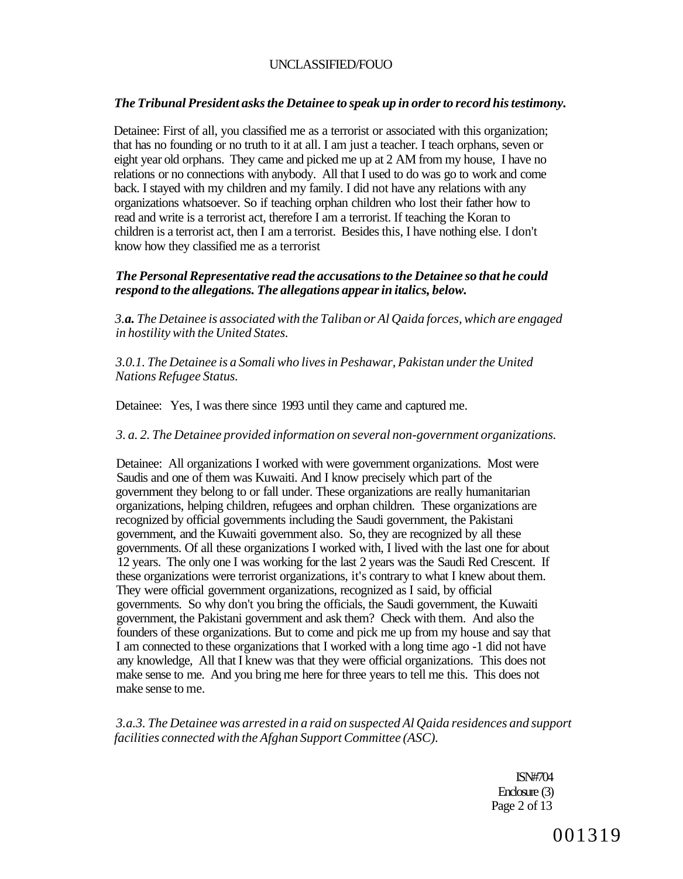UNCLASSIFIED/FOUO

***The Tribunal President asks the Detainee to speak up in order to record his testimony.***

Detainee: First of all, you classified me as a terrorist or associated with this organization; that has no founding or no truth to it at all. I am just a teacher. I teach orphans, seven or eight year old orphans. They came and picked me up at 2 AM from my house, I have no relations or no connections with anybody. All that I used to do was go to work and come back. I stayed with my children and my family. I did not have any relations with any organizations whatsoever. So if teaching orphan children who lost their father how to read and write is a terrorist act, therefore I am a terrorist. If teaching the Koran to children is a terrorist act, then I am a terrorist. Besides this, I have nothing else. I don't know how they classified me as a terrorist

***The Personal Representative read the accusations to the Detainee so that he could respond to the allegations. The allegations appear in italics, below.***

*3.**a.** The Detainee is associated with the Taliban or Al Qaida forces, which are engaged in hostility with the United States.*

*3.0.1. The Detainee is a Somali who lives in Peshawar, Pakistan under the United Nations Refugee Status.*

Detainee: Yes, I was there since 1993 until they came and captured me.

*3. a. 2. The Detainee provided information on several non-government organizations.*

Detainee: All organizations I worked with were government organizations. Most were Saudis and one of them was Kuwaiti. And I know precisely which part of the government they belong to or fall under. These organizations are really humanitarian organizations, helping children, refugees and orphan children. These organizations are recognized by official governments including the Saudi government, the Pakistani government, and the Kuwaiti government also. So, they are recognized by all these governments. Of all these organizations I worked with, I lived with the last one for about 12 years. The only one I was working for the last 2 years was the Saudi Red Crescent. If these organizations were terrorist organizations, it's contrary to what I knew about them. They were official government organizations, recognized as I said, by official governments. So why don't you bring the officials, the Saudi government, the Kuwaiti government, the Pakistani government and ask them? Check with them. And also the founders of these organizations. But to come and pick me up from my house and say that I am connected to these organizations that I worked with a long time ago -1 did not have any knowledge, All that I knew was that they were official organizations. This does not make sense to me. And you bring me here for three years to tell me this. This does not make sense to me.

*3.a.3. The Detainee was arrested in a raid on suspected Al Qaida residences and support facilities connected with the Afghan Support Committee (ASC).*

ISN#704
Enclosure (3)

001319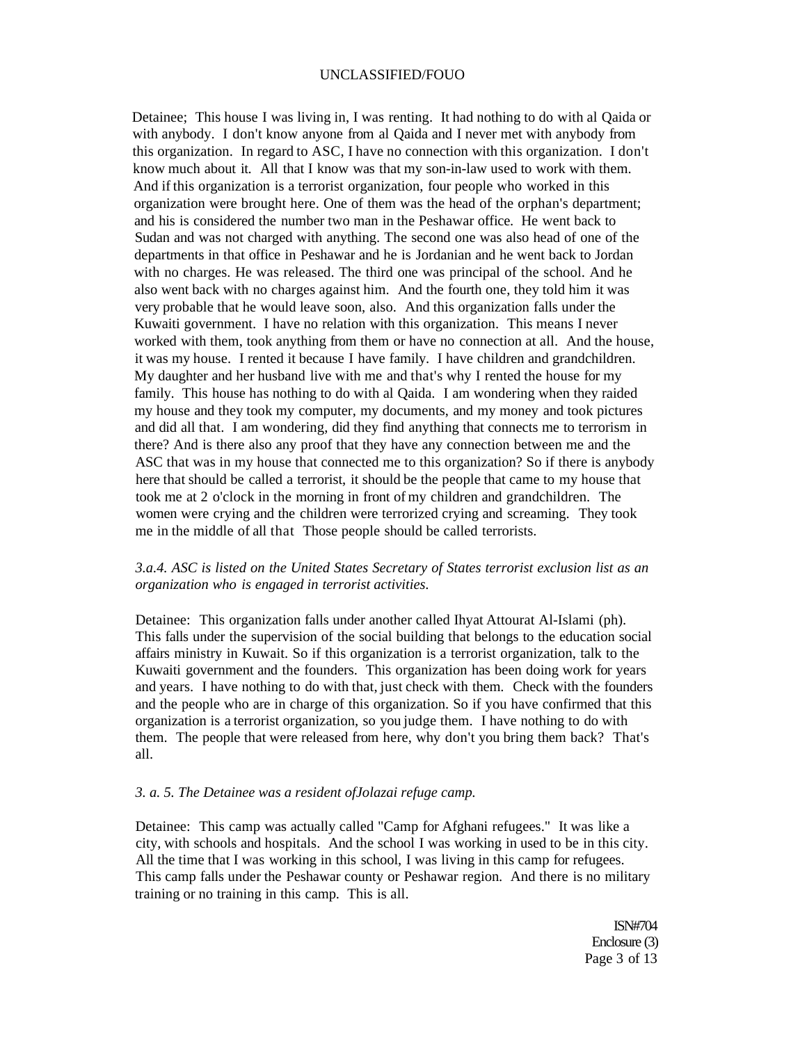Detainee; This house I was living in, I was renting. It had nothing to do with al Qaida or with anybody. I don't know anyone from al Qaida and I never met with anybody from this organization. In regard to ASC, I have no connection with this organization. I don't know much about it. All that I know was that my son-in-law used to work with them. And if this organization is a terrorist organization, four people who worked in this organization were brought here. One of them was the head of the orphan's department; and his is considered the number two man in the Peshawar office. He went back to Sudan and was not charged with anything. The second one was also head of one of the departments in that office in Peshawar and he is Jordanian and he went back to Jordan with no charges. He was released. The third one was principal of the school. And he also went back with no charges against him. And the fourth one, they told him it was very probable that he would leave soon, also. And this organization falls under the Kuwaiti government. I have no relation with this organization. This means I never worked with them, took anything from them or have no connection at all. And the house, it was my house. I rented it because I have family. I have children and grandchildren. My daughter and her husband live with me and that's why I rented the house for my family. This house has nothing to do with al Qaida. I am wondering when they raided my house and they took my computer, my documents, and my money and took pictures and did all that. I am wondering, did they find anything that connects me to terrorism in there? And is there also any proof that they have any connection between me and the ASC that was in my house that connected me to this organization? So if there is anybody here that should be called a terrorist, it should be the people that came to my house that took me at 2 o'clock in the morning in front of my children and grandchildren. The women were crying and the children were terrorized crying and screaming. They took me in the middle of all that Those people should be called terrorists.

*3.a.4. ASC is listed on the United States Secretary of States terrorist exclusion list as an organization who is engaged in terrorist activities.*

Detainee: This organization falls under another called Ihyat Attourat Al-Islami (ph). This falls under the supervision of the social building that belongs to the education social affairs ministry in Kuwait. So if this organization is a terrorist organization, talk to the Kuwaiti government and the founders. This organization has been doing work for years and years. I have nothing to do with that, just check with them. Check with the founders and the people who are in charge of this organization. So if you have confirmed that this organization is a terrorist organization, so you judge them. I have nothing to do with them. The people that were released from here, why don't you bring them back? That's all.

*3. a. 5. The Detainee was a resident ofJolazai refuge camp.*

Detainee: This camp was actually called "Camp for Afghani refugees." It was like a city, with schools and hospitals. And the school I was working in used to be in this city. All the time that I was working in this school, I was living in this camp for refugees. This camp falls under the Peshawar county or Peshawar region. And there is no military training or no training in this camp. This is all.

ISN#704
Enclosure (3)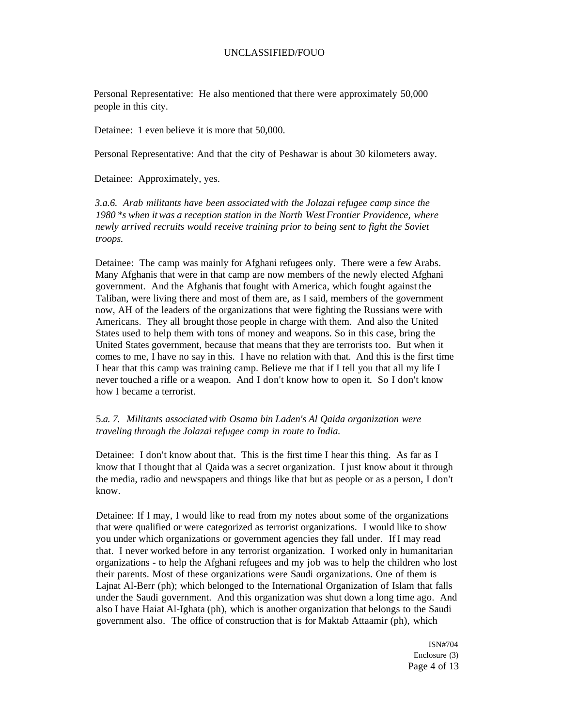Personal Representative: He also mentioned that there were approximately 50,000 people in this city.

Detainee: 1 even believe it is more that 50,000.

Personal Representative: And that the city of Peshawar is about 30 kilometers away.

Detainee: Approximately, yes.

*3.a.6. Arab militants have been associated with the Jolazai refugee camp since the 1980 \*s when it was a reception station in the North West Frontier Providence, where newly arrived recruits would receive training prior to being sent to fight the Soviet troops.*

Detainee: The camp was mainly for Afghani refugees only. There were a few Arabs. Many Afghanis that were in that camp are now members of the newly elected Afghani government. And the Afghanis that fought with America, which fought against the Taliban, were living there and most of them are, as I said, members of the government now, AH of the leaders of the organizations that were fighting the Russians were with Americans. They all brought those people in charge with them. And also the United States used to help them with tons of money and weapons. So in this case, bring the United States government, because that means that they are terrorists too. But when it comes to me, I have no say in this. I have no relation with that. And this is the first time I hear that this camp was training camp. Believe me that if I tell you that all my life I never touched a rifle or a weapon. And I don't know how to open it. So I don't know how I became a terrorist.

5*.a. 7. Militants associated with Osama bin Laden's Al Qaida organization were traveling through the Jolazai refugee camp in route to India.*

Detainee: I don't know about that. This is the first time I hear this thing. As far as I know that I thought that al Qaida was a secret organization. I just know about it through the media, radio and newspapers and things like that but as people or as a person, I don't know.

Detainee: If I may, I would like to read from my notes about some of the organizations that were qualified or were categorized as terrorist organizations. I would like to show you under which organizations or government agencies they fall under. If I may read that. I never worked before in any terrorist organization. I worked only in humanitarian organizations - to help the Afghani refugees and my job was to help the children who lost their parents. Most of these organizations were Saudi organizations. One of them is Lajnat Al-Berr (ph); which belonged to the International Organization of Islam that falls under the Saudi government. And this organization was shut down a long time ago. And also I have Haiat Al-Ighata (ph), which is another organization that belongs to the Saudi government also. The office of construction that is for Maktab Attaamir (ph), which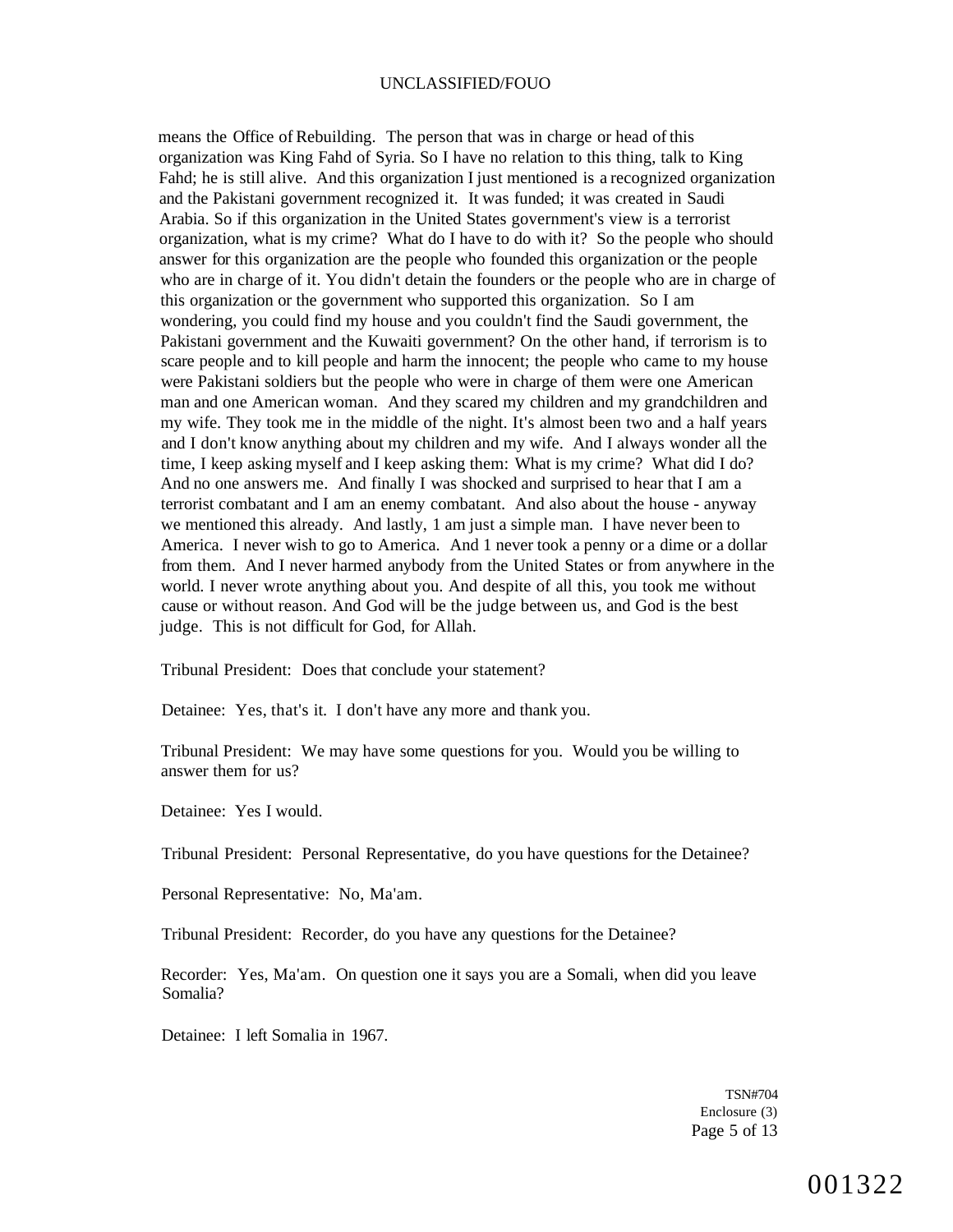means the Office of Rebuilding. The person that was in charge or head of this organization was King Fahd of Syria. So I have no relation to this thing, talk to King Fahd; he is still alive. And this organization I just mentioned is a recognized organization and the Pakistani government recognized it. It was funded; it was created in Saudi Arabia. So if this organization in the United States government's view is a terrorist organization, what is my crime? What do I have to do with it? So the people who should answer for this organization are the people who founded this organization or the people who are in charge of it. You didn't detain the founders or the people who are in charge of this organization or the government who supported this organization. So I am wondering, you could find my house and you couldn't find the Saudi government, the Pakistani government and the Kuwaiti government? On the other hand, if terrorism is to scare people and to kill people and harm the innocent; the people who came to my house were Pakistani soldiers but the people who were in charge of them were one American man and one American woman. And they scared my children and my grandchildren and my wife. They took me in the middle of the night. It's almost been two and a half years and I don't know anything about my children and my wife. And I always wonder all the time, I keep asking myself and I keep asking them: What is my crime? What did I do? And no one answers me. And finally I was shocked and surprised to hear that I am a terrorist combatant and I am an enemy combatant. And also about the house - anyway we mentioned this already. And lastly, 1 am just a simple man. I have never been to America. I never wish to go to America. And 1 never took a penny or a dime or a dollar from them. And I never harmed anybody from the United States or from anywhere in the world. I never wrote anything about you. And despite of all this, you took me without cause or without reason. And God will be the judge between us, and God is the best judge. This is not difficult for God, for Allah.

Tribunal President: Does that conclude your statement?

Detainee: Yes, that's it. I don't have any more and thank you.

Tribunal President: We may have some questions for you. Would you be willing to answer them for us?

Detainee: Yes I would.

Tribunal President: Personal Representative, do you have questions for the Detainee?

Personal Representative: No, Ma'am.

Tribunal President: Recorder, do you have any questions for the Detainee?

Recorder: Yes, Ma'am. On question one it says you are a Somali, when did you leave Somalia?

Detainee: I left Somalia in 1967.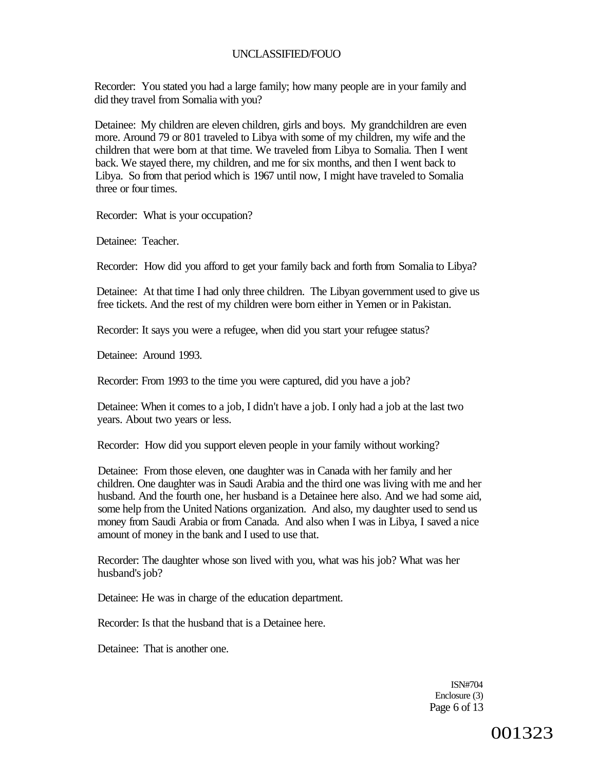Recorder: You stated you had a large family; how many people are in your family and did they travel from Somalia with you?

Detainee: My children are eleven children, girls and boys. My grandchildren are even more. Around 79 or 801 traveled to Libya with some of my children, my wife and the children that were born at that time. We traveled from Libya to Somalia. Then I went back. We stayed there, my children, and me for six months, and then I went back to Libya. So from that period which is 1967 until now, I might have traveled to Somalia three or four times.

Recorder: What is your occupation?

Detainee: Teacher.

Recorder: How did you afford to get your family back and forth from Somalia to Libya?

Detainee: At that time I had only three children. The Libyan government used to give us free tickets. And the rest of my children were born either in Yemen or in Pakistan.

Recorder: It says you were a refugee, when did you start your refugee status?

Detainee: Around 1993.

Recorder: From 1993 to the time you were captured, did you have a job?

Detainee: When it comes to a job, I didn't have a job. I only had a job at the last two years. About two years or less.

Recorder: How did you support eleven people in your family without working?

Detainee: From those eleven, one daughter was in Canada with her family and her children. One daughter was in Saudi Arabia and the third one was living with me and her husband. And the fourth one, her husband is a Detainee here also. And we had some aid, some help from the United Nations organization. And also, my daughter used to send us money from Saudi Arabia or from Canada. And also when I was in Libya, I saved a nice amount of money in the bank and I used to use that.

Recorder: The daughter whose son lived with you, what was his job? What was her husband's job?

Detainee: He was in charge of the education department.

Recorder: Is that the husband that is a Detainee here.

Detainee: That is another one.

ISN#704
Enclosure (3)

001323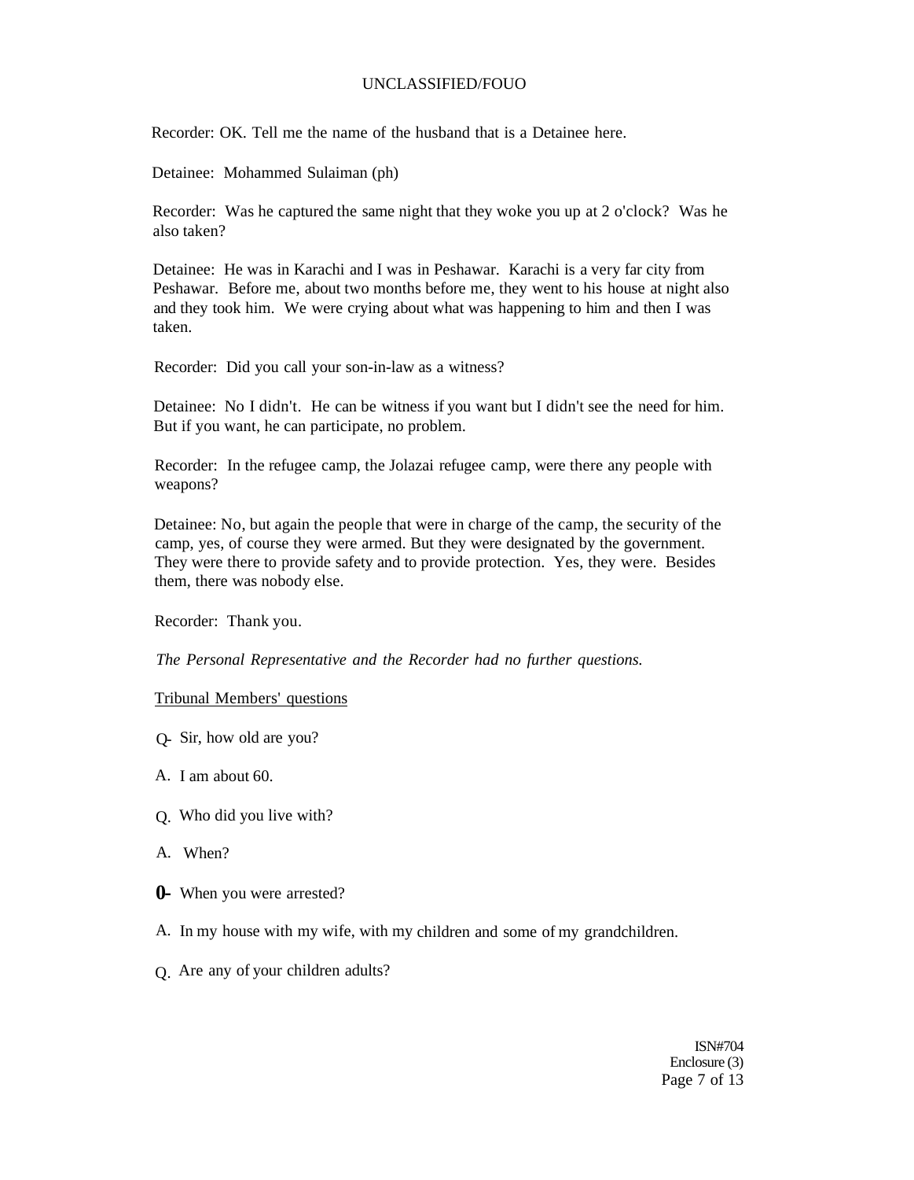Recorder: OK. Tell me the name of the husband that is a Detainee here.

Detainee: Mohammed Sulaiman (ph)

Recorder: Was he captured the same night that they woke you up at 2 o'clock? Was he also taken?

Detainee: He was in Karachi and I was in Peshawar. Karachi is a very far city from Peshawar. Before me, about two months before me, they went to his house at night also and they took him. We were crying about what was happening to him and then I was taken.

Recorder: Did you call your son-in-law as a witness?

Detainee: No I didn't. He can be witness if you want but I didn't see the need for him. But if you want, he can participate, no problem.

Recorder: In the refugee camp, the Jolazai refugee camp, were there any people with weapons?

Detainee: No, but again the people that were in charge of the camp, the security of the camp, yes, of course they were armed. But they were designated by the government. They were there to provide safety and to provide protection. Yes, they were. Besides them, there was nobody else.

Recorder: Thank you.

*The Personal Representative and the Recorder had no further questions.*

Tribunal Members' questions

Q. Sir, how old are you?

A. I am about 60.

Q. Who did you live with?

A. When?

Q. When you were arrested?

A. In my house with my wife, with my children and some of my grandchildren.

Q. Are any of your children adults?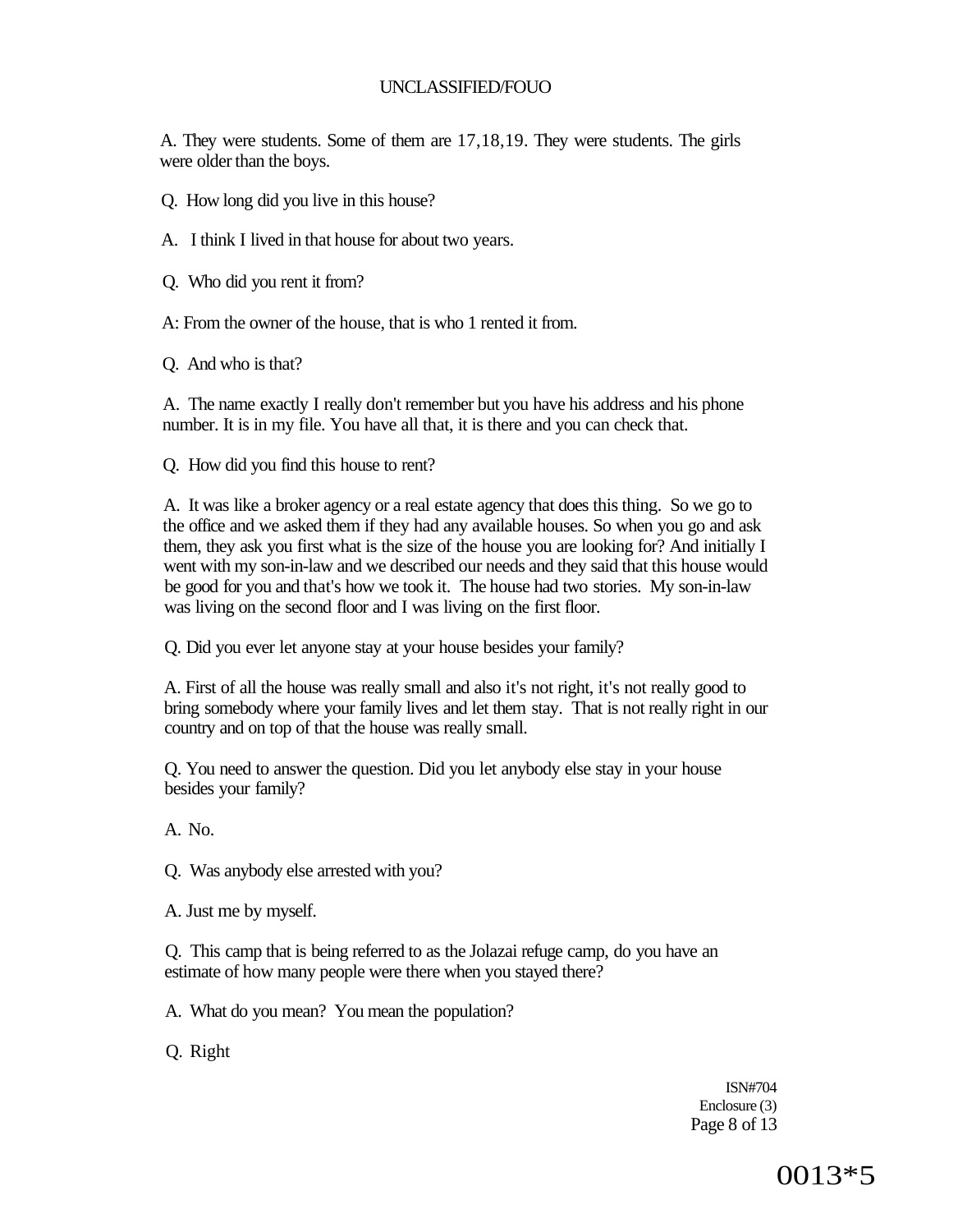A. They were students. Some of them are 17,18,19. They were students. The girls were older than the boys.

Q. How long did you live in this house?

A. I think I lived in that house for about two years.

Q. Who did you rent it from?

A: From the owner of the house, that is who 1 rented it from.

Q. And who is that?

A. The name exactly I really don't remember but you have his address and his phone number. It is in my file. You have all that, it is there and you can check that.

Q. How did you find this house to rent?

A. It was like a broker agency or a real estate agency that does this thing. So we go to the office and we asked them if they had any available houses. So when you go and ask them, they ask you first what is the size of the house you are looking for? And initially I went with my son-in-law and we described our needs and they said that this house would be good for you and that's how we took it. The house had two stories. My son-in-law was living on the second floor and I was living on the first floor.

Q. Did you ever let anyone stay at your house besides your family?

A. First of all the house was really small and also it's not right, it's not really good to bring somebody where your family lives and let them stay. That is not really right in our country and on top of that the house was really small.

Q. You need to answer the question. Did you let anybody else stay in your house besides your family?

A. No.

Q. Was anybody else arrested with you?

A. Just me by myself.

Q. This camp that is being referred to as the Jolazai refuge camp, do you have an estimate of how many people were there when you stayed there?

A. What do you mean? You mean the population?

Q. Right

ISN#704
Enclosure (3)

0013*5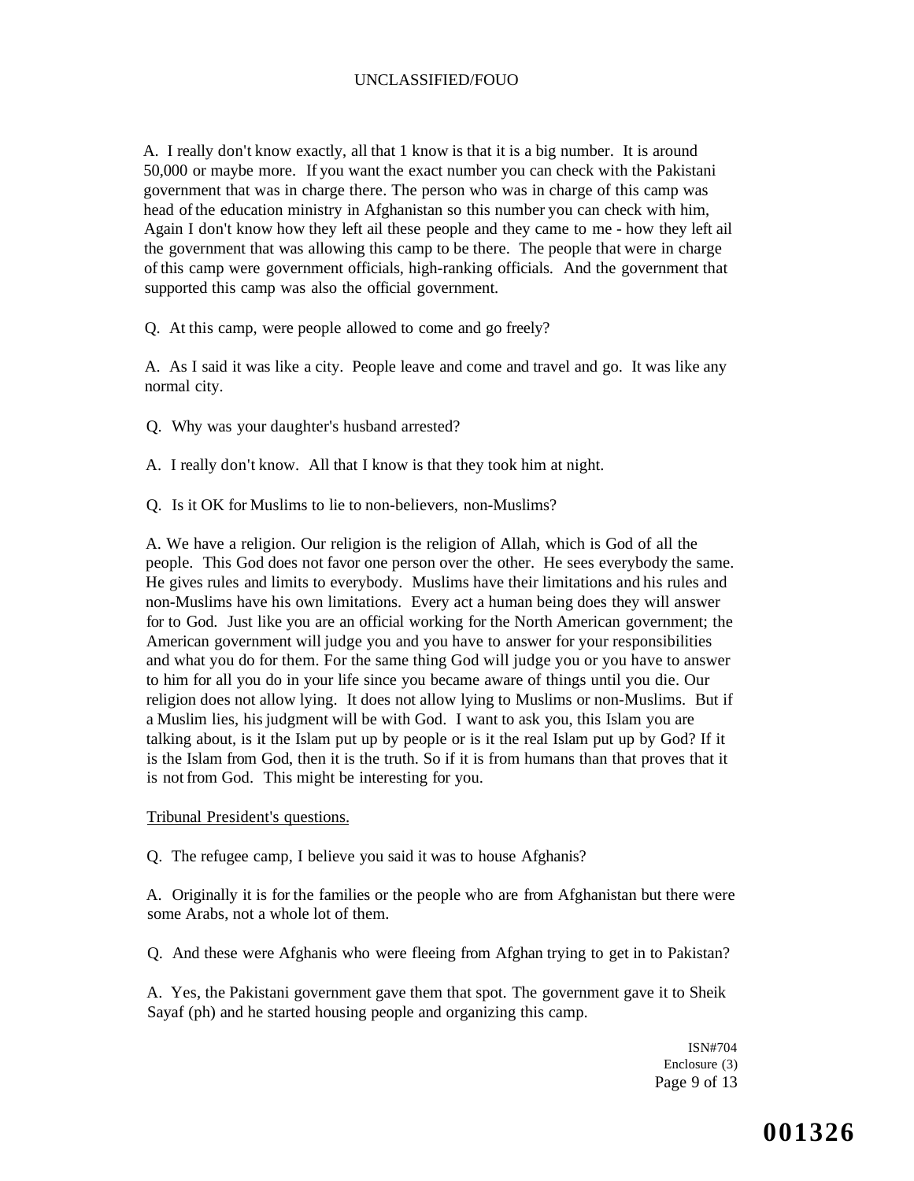A. I really don't know exactly, all that 1 know is that it is a big number. It is around 50,000 or maybe more. If you want the exact number you can check with the Pakistani government that was in charge there. The person who was in charge of this camp was head of the education ministry in Afghanistan so this number you can check with him, Again I don't know how they left ail these people and they came to me - how they left ail the government that was allowing this camp to be there. The people that were in charge of this camp were government officials, high-ranking officials. And the government that supported this camp was also the official government.

Q. At this camp, were people allowed to come and go freely?

A. As I said it was like a city. People leave and come and travel and go. It was like any normal city.

Q. Why was your daughter's husband arrested?

A. I really don't know. All that I know is that they took him at night.

Q. Is it OK for Muslims to lie to non-believers, non-Muslims?

A. We have a religion. Our religion is the religion of Allah, which is God of all the people. This God does not favor one person over the other. He sees everybody the same. He gives rules and limits to everybody. Muslims have their limitations and his rules and non-Muslims have his own limitations. Every act a human being does they will answer for to God. Just like you are an official working for the North American government; the American government will judge you and you have to answer for your responsibilities and what you do for them. For the same thing God will judge you or you have to answer to him for all you do in your life since you became aware of things until you die. Our religion does not allow lying. It does not allow lying to Muslims or non-Muslims. But if a Muslim lies, his judgment will be with God. I want to ask you, this Islam you are talking about, is it the Islam put up by people or is it the real Islam put up by God? If it is the Islam from God, then it is the truth. So if it is from humans than that proves that it is not from God. This might be interesting for you.

Tribunal President's questions.

Q. The refugee camp, I believe you said it was to house Afghanis?

A. Originally it is for the families or the people who are from Afghanistan but there were some Arabs, not a whole lot of them.

Q. And these were Afghanis who were fleeing from Afghan trying to get in to Pakistan?

A. Yes, the Pakistani government gave them that spot. The government gave it to Sheik Sayaf (ph) and he started housing people and organizing this camp.

ISN#704
Enclosure (3)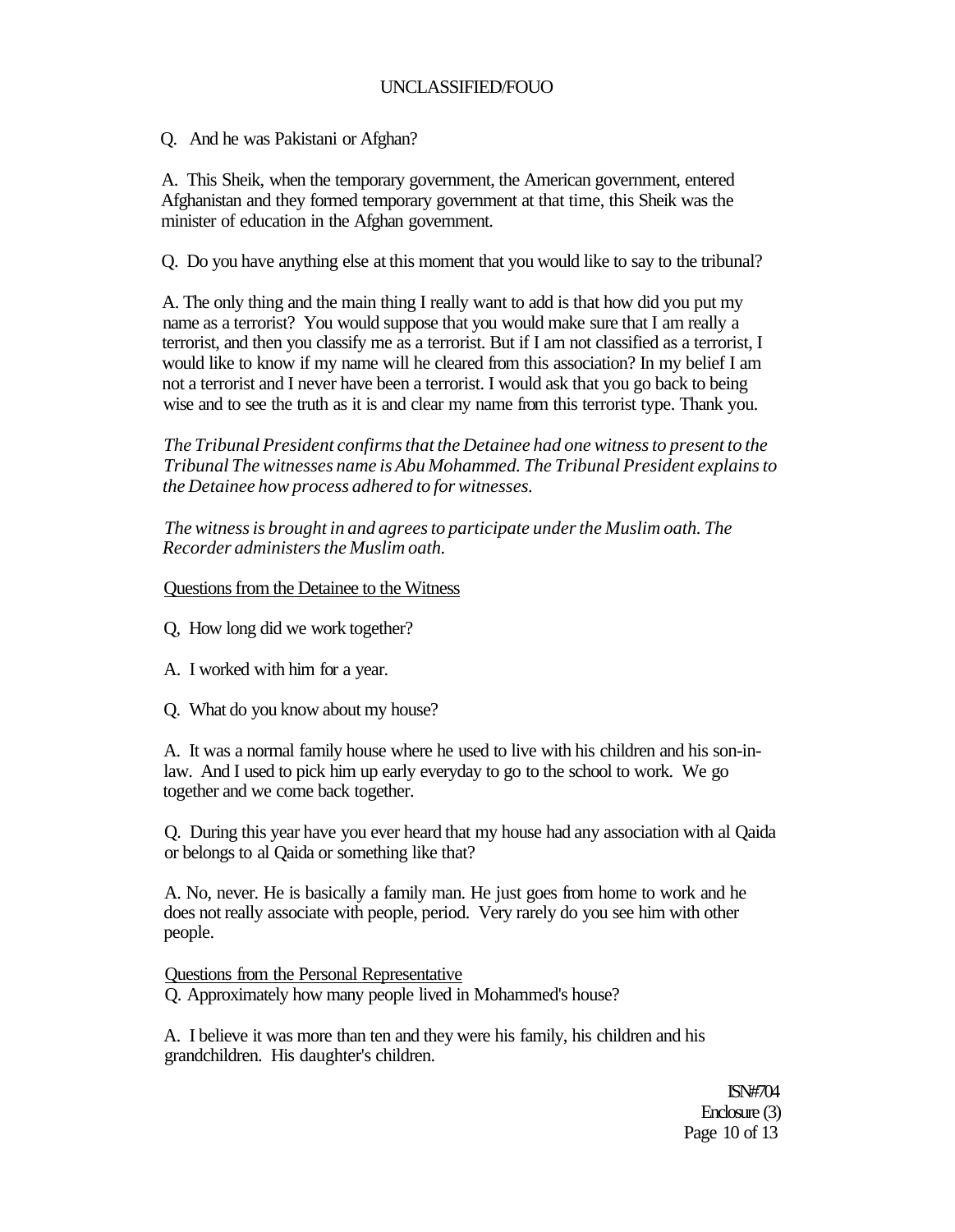Q. And he was Pakistani or Afghan?

A. This Sheik, when the temporary government, the American government, entered Afghanistan and they formed temporary government at that time, this Sheik was the minister of education in the Afghan government.

Q. Do you have anything else at this moment that you would like to say to the tribunal?

A. The only thing and the main thing I really want to add is that how did you put my name as a terrorist? You would suppose that you would make sure that I am really a terrorist, and then you classify me as a terrorist. But if I am not classified as a terrorist, I would like to know if my name will he cleared from this association? In my belief I am not a terrorist and I never have been a terrorist. I would ask that you go back to being wise and to see the truth as it is and clear my name from this terrorist type. Thank you.

*The Tribunal President confirms that the Detainee had one witness to present to the Tribunal The witnesses name is Abu Mohammed. The Tribunal President explains to the Detainee how process adhered to for witnesses.*

*The witness is brought in and agrees to participate under the Muslim oath. The Recorder administers the Muslim oath.*

Questions from the Detainee to the Witness

Q, How long did we work together?

A. I worked with him for a year.

Q. What do you know about my house?

A. It was a normal family house where he used to live with his children and his son-in-law. And I used to pick him up early everyday to go to the school to work. We go together and we come back together.

Q. During this year have you ever heard that my house had any association with al Qaida or belongs to al Qaida or something like that?

A. No, never. He is basically a family man. He just goes from home to work and he does not really associate with people, period. Very rarely do you see him with other people.

Questions from the Personal Representative

Q. Approximately how many people lived in Mohammed's house?

A. I believe it was more than ten and they were his family, his children and his grandchildren. His daughter's children.

ISN#704
Enclosure (3)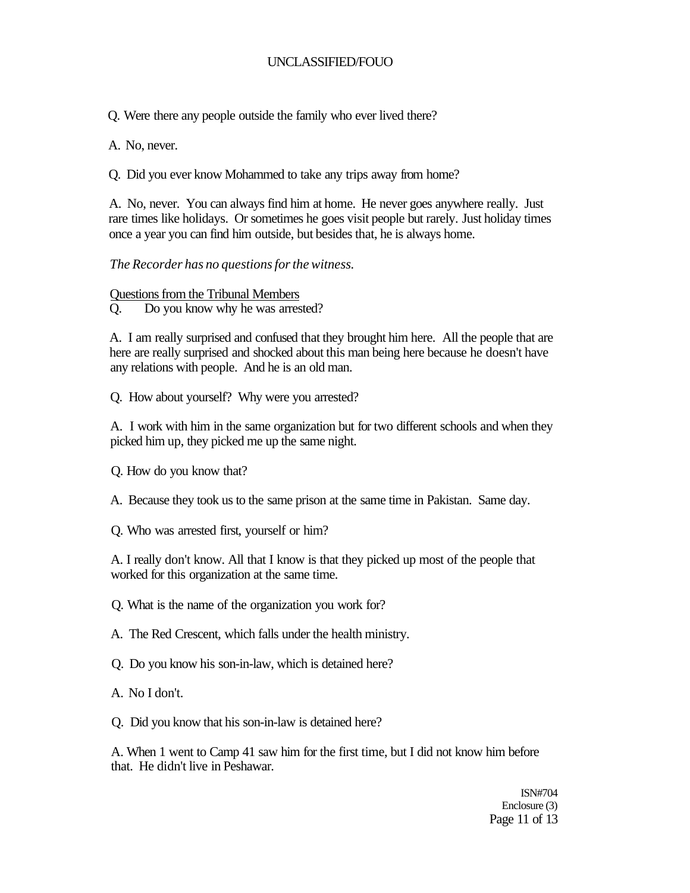Q. Were there any people outside the family who ever lived there?

A. No, never.

Q. Did you ever know Mohammed to take any trips away from home?

A. No, never. You can always find him at home. He never goes anywhere really. Just rare times like holidays. Or sometimes he goes visit people but rarely. Just holiday times once a year you can find him outside, but besides that, he is always home.

*The Recorder has no questions for the witness.*

Questions from the Tribunal Members

Q. Do you know why he was arrested?

A. I am really surprised and confused that they brought him here. All the people that are here are really surprised and shocked about this man being here because he doesn't have any relations with people. And he is an old man.

Q. How about yourself? Why were you arrested?

A. I work with him in the same organization but for two different schools and when they picked him up, they picked me up the same night.

Q. How do you know that?

A. Because they took us to the same prison at the same time in Pakistan. Same day.

Q. Who was arrested first, yourself or him?

A. I really don't know. All that I know is that they picked up most of the people that worked for this organization at the same time.

Q. What is the name of the organization you work for?

A. The Red Crescent, which falls under the health ministry.

Q. Do you know his son-in-law, which is detained here?

A. No I don't.

Q. Did you know that his son-in-law is detained here?

A. When 1 went to Camp 41 saw him for the first time, but I did not know him before that. He didn't live in Peshawar.

ISN#704
Enclosure (3)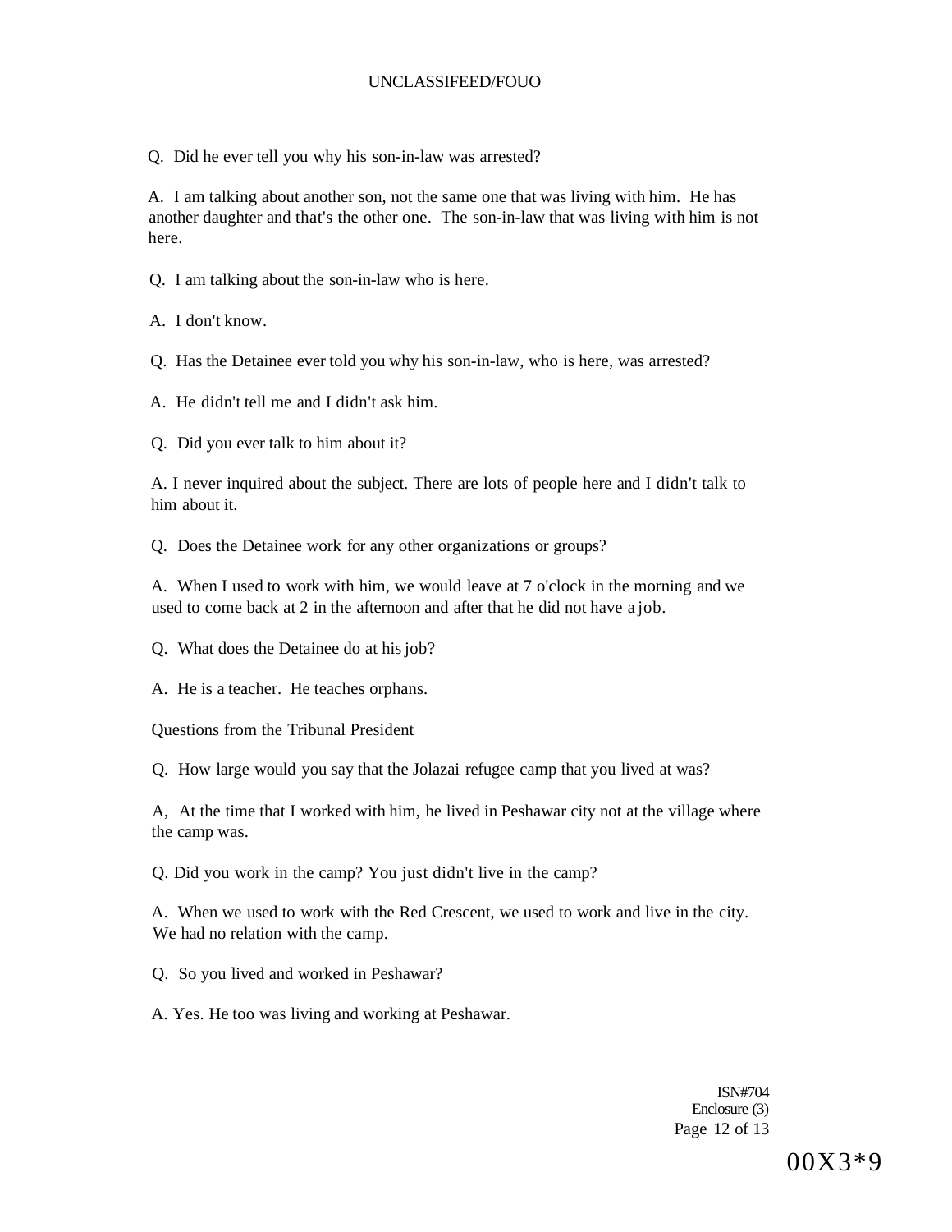Q. Did he ever tell you why his son-in-law was arrested?

A. I am talking about another son, not the same one that was living with him. He has another daughter and that's the other one. The son-in-law that was living with him is not here.

Q. I am talking about the son-in-law who is here.

A. I don't know.

Q. Has the Detainee ever told you why his son-in-law, who is here, was arrested?

A. He didn't tell me and I didn't ask him.

Q. Did you ever talk to him about it?

A. I never inquired about the subject. There are lots of people here and I didn't talk to him about it.

Q. Does the Detainee work for any other organizations or groups?

A. When I used to work with him, we would leave at 7 o'clock in the morning and we used to come back at 2 in the afternoon and after that he did not have a job.

Q. What does the Detainee do at his job?

A. He is a teacher. He teaches orphans.

<u>Questions from the Tribunal President</u>

Q. How large would you say that the Jolazai refugee camp that you lived at was?

A, At the time that I worked with him, he lived in Peshawar city not at the village where the camp was.

Q. Did you work in the camp? You just didn't live in the camp?

A. When we used to work with the Red Crescent, we used to work and live in the city. We had no relation with the camp.

Q. So you lived and worked in Peshawar?

A. Yes. He too was living and working at Peshawar.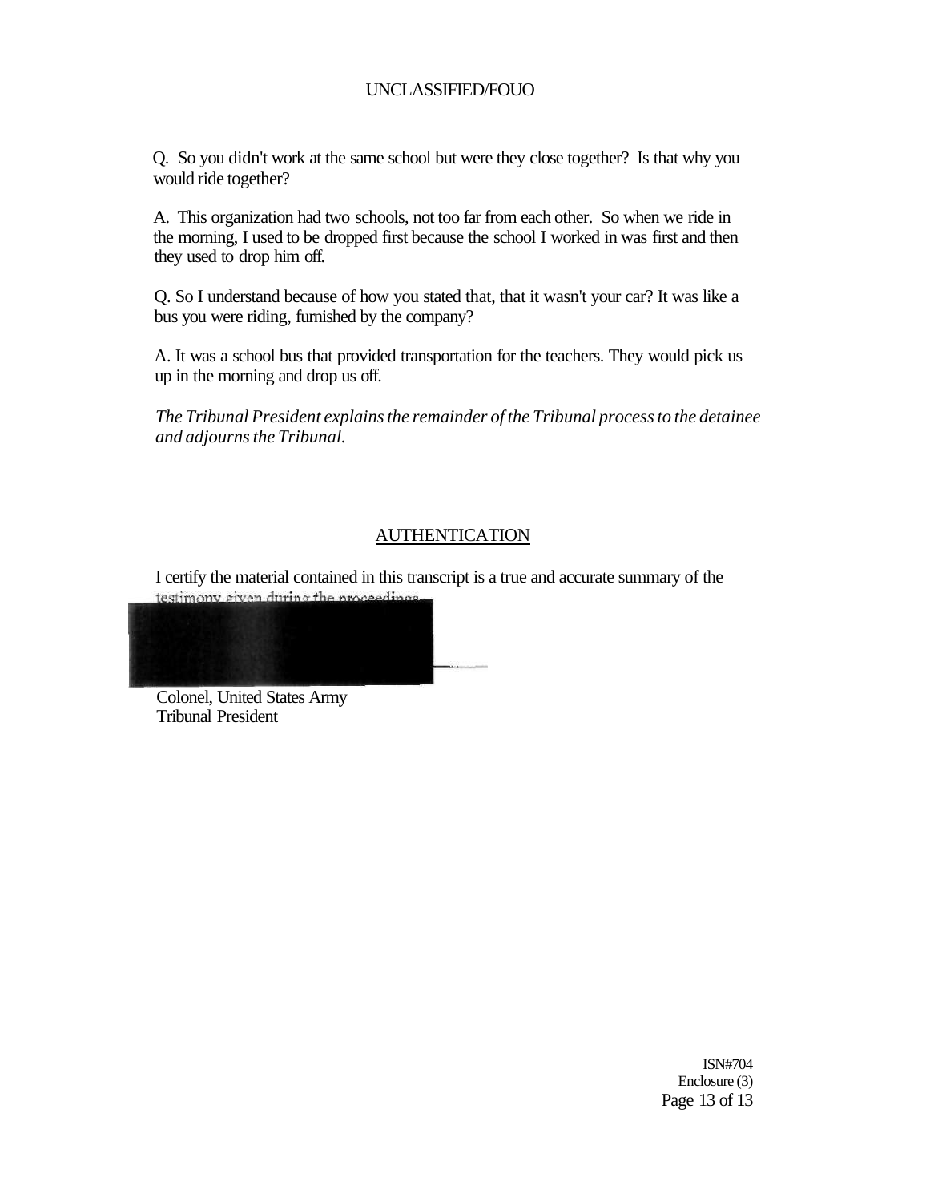Q. So you didn't work at the same school but were they close together? Is that why you would ride together?

A. This organization had two schools, not too far from each other. So when we ride in the morning, I used to be dropped first because the school I worked in was first and then they used to drop him off.

Q. So I understand because of how you stated that, that it wasn't your car? It was like a bus you were riding, furnished by the company?

A. It was a school bus that provided transportation for the teachers. They would pick us up in the morning and drop us off.

*The Tribunal President explains the remainder of the Tribunal process to the detainee and adjourns the Tribunal.*

## AUTHENTICATION

I certify the material contained in this transcript is a true and accurate summary of the testimony given during the proceedings.

Colonel, United States Army
Tribunal President

ISN#704
Enclosure (3)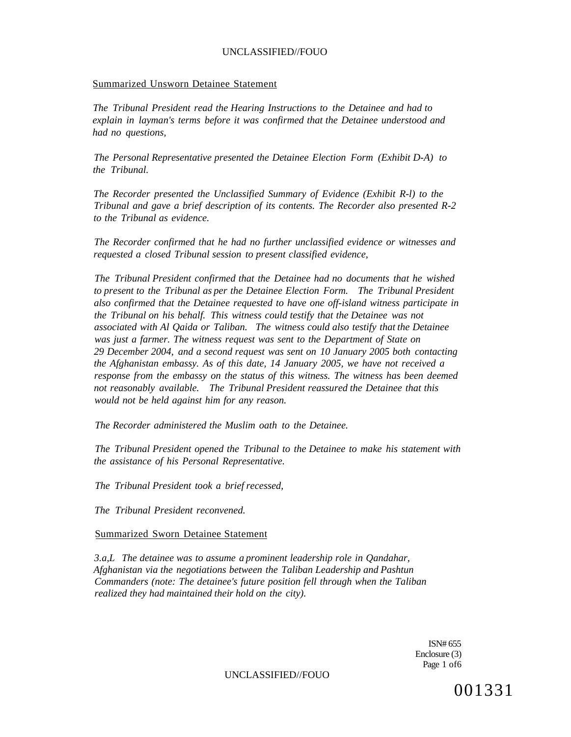Summarized Unsworn Detainee Statement

*The Tribunal President read the Hearing Instructions to the Detainee and had to explain in layman's terms before it was confirmed that the Detainee understood and had no questions,*

*The Personal Representative presented the Detainee Election Form (Exhibit D-A) to the Tribunal.*

*The Recorder presented the Unclassified Summary of Evidence (Exhibit R-l) to the Tribunal and gave a brief description of its contents. The Recorder also presented R-2 to the Tribunal as evidence.*

*The Recorder confirmed that he had no further unclassified evidence or witnesses and requested a closed Tribunal session to present classified evidence,*

*The Tribunal President confirmed that the Detainee had no documents that he wished to present to the Tribunal as per the Detainee Election Form. The Tribunal President also confirmed that the Detainee requested to have one off-island witness participate in the Tribunal on his behalf. This witness could testify that the Detainee was not associated with Al Qaida or Taliban. The witness could also testify that the Detainee was just a farmer. The witness request was sent to the Department of State on 29 December 2004, and a second request was sent on 10 January 2005 both contacting the Afghanistan embassy. As of this date, 14 January 2005, we have not received a response from the embassy on the status of this witness. The witness has been deemed not reasonably available. The Tribunal President reassured the Detainee that this would not be held against him for any reason.*

*The Recorder administered the Muslim oath to the Detainee.*

*The Tribunal President opened the Tribunal to the Detainee to make his statement with the assistance of his Personal Representative.*

*The Tribunal President took a brief recessed,*

*The Tribunal President reconvened.*

Summarized Sworn Detainee Statement

*3.a,L The detainee was to assume a prominent leadership role in Qandahar, Afghanistan via the negotiations between the Taliban Leadership and Pashtun Commanders (note: The detainee's future position fell through when the Taliban realized they had maintained their hold on the city).*

ISN# 655
Enclosure (3)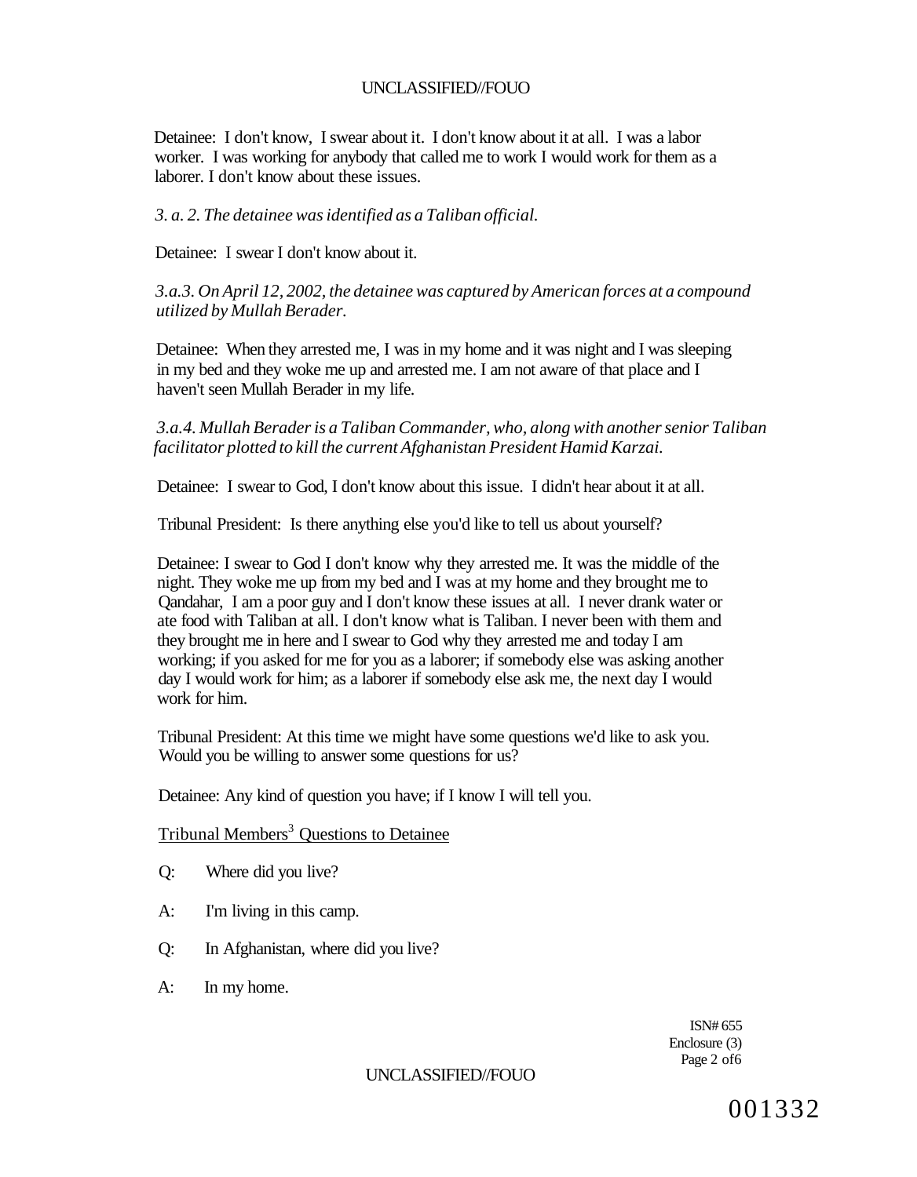Detainee: I don't know, I swear about it. I don't know about it at all. I was a labor worker. I was working for anybody that called me to work I would work for them as a laborer. I don't know about these issues.

*3. a. 2. The detainee was identified as a Taliban official.*

Detainee: I swear I don't know about it.

*3.a.3. On April 12, 2002, the detainee was captured by American forces at a compound utilized by Mullah Berader.*

Detainee: When they arrested me, I was in my home and it was night and I was sleeping in my bed and they woke me up and arrested me. I am not aware of that place and I haven't seen Mullah Berader in my life.

*3.a.4. Mullah Berader is a Taliban Commander, who, along with another senior Taliban facilitator plotted to kill the current Afghanistan President Hamid Karzai.*

Detainee: I swear to God, I don't know about this issue. I didn't hear about it at all.

Tribunal President: Is there anything else you'd like to tell us about yourself?

Detainee: I swear to God I don't know why they arrested me. It was the middle of the night. They woke me up from my bed and I was at my home and they brought me to Qandahar, I am a poor guy and I don't know these issues at all. I never drank water or ate food with Taliban at all. I don't know what is Taliban. I never been with them and they brought me in here and I swear to God why they arrested me and today I am working; if you asked for me for you as a laborer; if somebody else was asking another day I would work for him; as a laborer if somebody else ask me, the next day I would work for him.

Tribunal President: At this time we might have some questions we'd like to ask you. Would you be willing to answer some questions for us?

Detainee: Any kind of question you have; if I know I will tell you.

Tribunal Members[3] Questions to Detainee

Q: Where did you live?

A: I'm living in this camp.

Q: In Afghanistan, where did you live?

A: In my home.

ISN# 655
Enclosure (3)
Page 2 of 6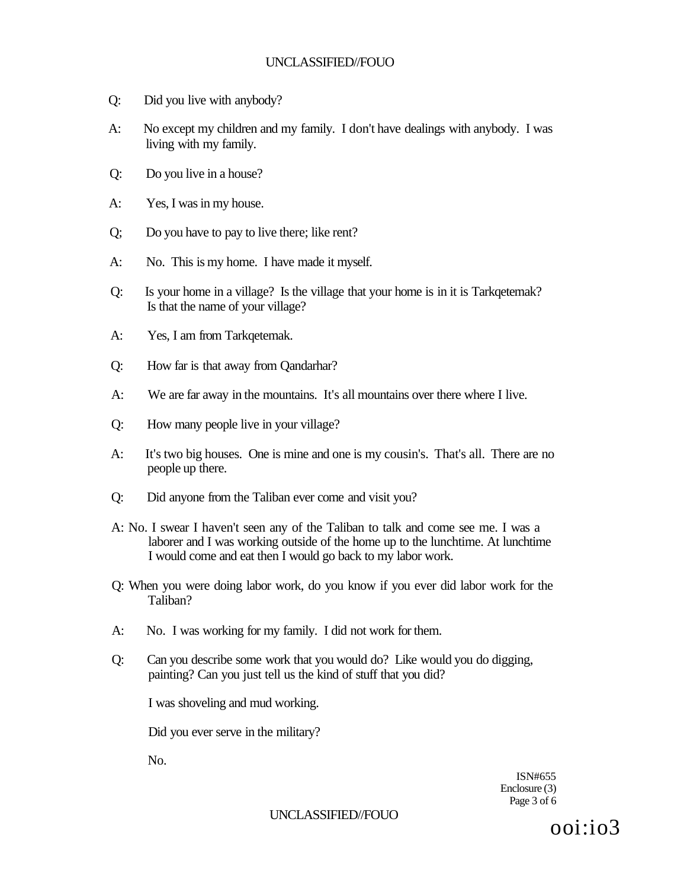Q: Did you live with anybody?

A: No except my children and my family. I don't have dealings with anybody. I was living with my family.

Q: Do you live in a house?

A: Yes, I was in my house.

Q; Do you have to pay to live there; like rent?

A: No. This is my home. I have made it myself.

Q: Is your home in a village? Is the village that your home is in it is Tarkqetemak? Is that the name of your village?

A: Yes, I am from Tarkqetemak.

Q: How far is that away from Qandarhar?

A: We are far away in the mountains. It's all mountains over there where I live.

Q: How many people live in your village?

A: It's two big houses. One is mine and one is my cousin's. That's all. There are no people up there.

Q: Did anyone from the Taliban ever come and visit you?

A: No. I swear I haven't seen any of the Taliban to talk and come see me. I was a laborer and I was working outside of the home up to the lunchtime. At lunchtime I would come and eat then I would go back to my labor work.

Q: When you were doing labor work, do you know if you ever did labor work for the Taliban?

A: No. I was working for my family. I did not work for them.

Q: Can you describe some work that you would do? Like would you do digging, painting? Can you just tell us the kind of stuff that you did?

I was shoveling and mud working.

Did you ever serve in the military?

No.

ISN#655
Enclosure (3)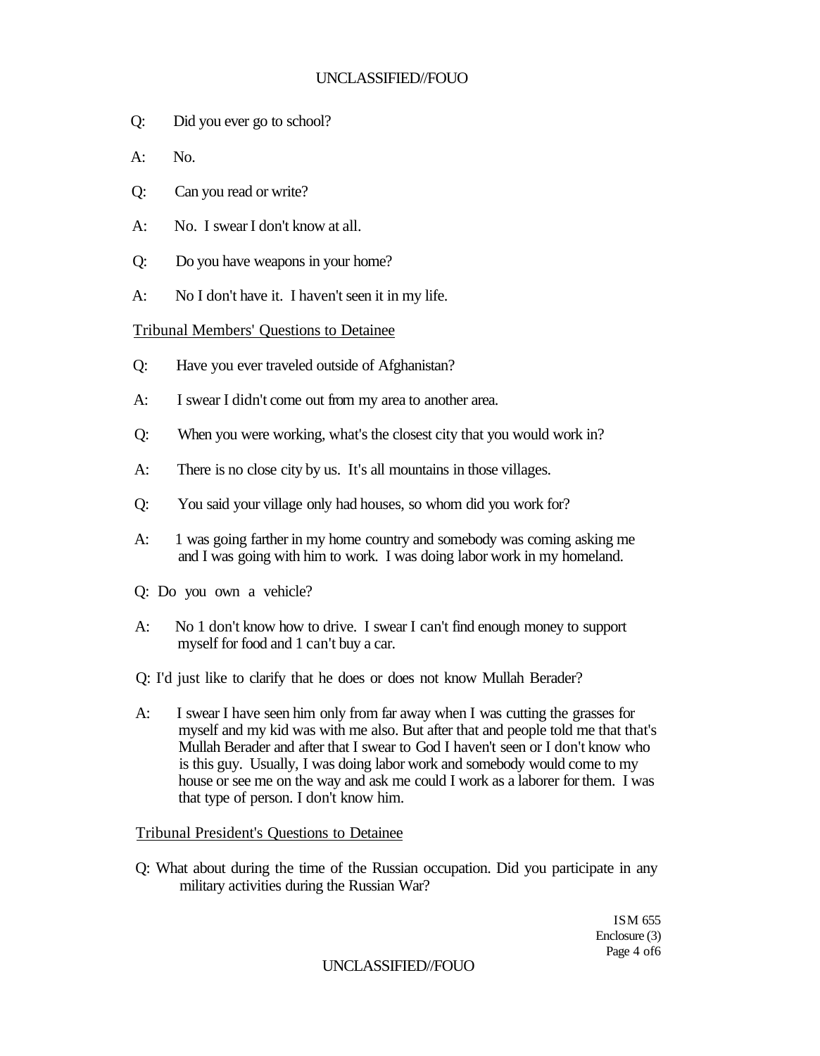Q: Did you ever go to school?

A: No.

Q: Can you read or write?

A: No. I swear I don't know at all.

Q: Do you have weapons in your home?

A: No I don't have it. I haven't seen it in my life.

Tribunal Members' Questions to Detainee

Q: Have you ever traveled outside of Afghanistan?

A: I swear I didn't come out from my area to another area.

Q: When you were working, what's the closest city that you would work in?

A: There is no close city by us. It's all mountains in those villages.

Q: You said your village only had houses, so whom did you work for?

A: 1 was going farther in my home country and somebody was coming asking me and I was going with him to work. I was doing labor work in my homeland.

Q: Do you own a vehicle?

A: No 1 don't know how to drive. I swear I can't find enough money to support myself for food and 1 can't buy a car.

Q: I'd just like to clarify that he does or does not know Mullah Berader?

A: I swear I have seen him only from far away when I was cutting the grasses for myself and my kid was with me also. But after that and people told me that that's Mullah Berader and after that I swear to God I haven't seen or I don't know who is this guy. Usually, I was doing labor work and somebody would come to my house or see me on the way and ask me could I work as a laborer for them. I was that type of person. I don't know him.

Tribunal President's Questions to Detainee

Q: What about during the time of the Russian occupation. Did you participate in any military activities during the Russian War?

ISM 655
Enclosure (3)
Page 4 of6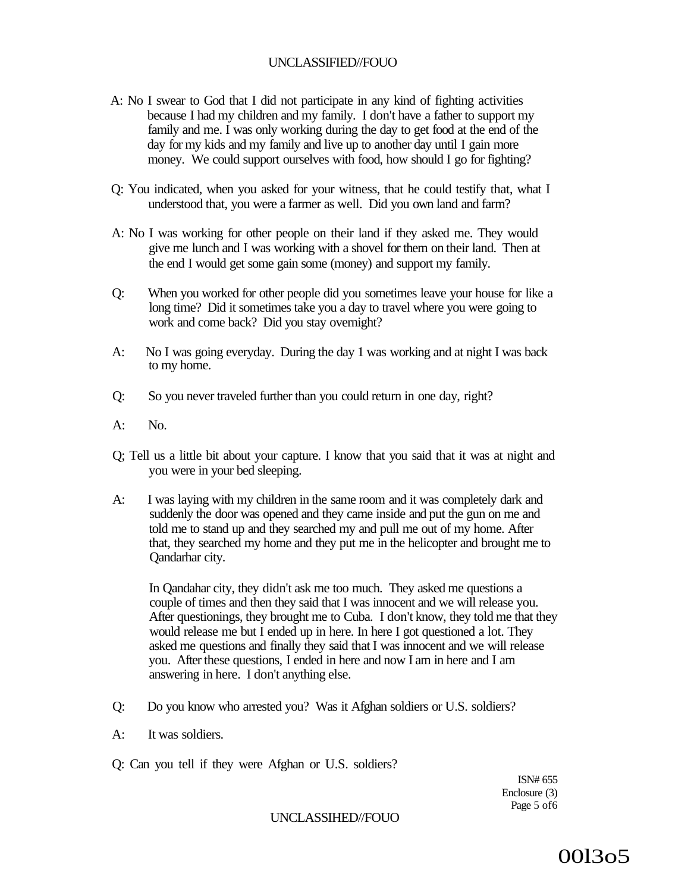A: No I swear to God that I did not participate in any kind of fighting activities because I had my children and my family. I don't have a father to support my family and me. I was only working during the day to get food at the end of the day for my kids and my family and live up to another day until I gain more money. We could support ourselves with food, how should I go for fighting?

Q: You indicated, when you asked for your witness, that he could testify that, what I understood that, you were a farmer as well. Did you own land and farm?

A: No I was working for other people on their land if they asked me. They would give me lunch and I was working with a shovel for them on their land. Then at the end I would get some gain some (money) and support my family.

Q: When you worked for other people did you sometimes leave your house for like a long time? Did it sometimes take you a day to travel where you were going to work and come back? Did you stay overnight?

A: No I was going everyday. During the day 1 was working and at night I was back to my home.

Q: So you never traveled further than you could return in one day, right?

A: No.

Q; Tell us a little bit about your capture. I know that you said that it was at night and you were in your bed sleeping.

A: I was laying with my children in the same room and it was completely dark and suddenly the door was opened and they came inside and put the gun on me and told me to stand up and they searched my and pull me out of my home. After that, they searched my home and they put me in the helicopter and brought me to Qandarhar city.

In Qandahar city, they didn't ask me too much. They asked me questions a couple of times and then they said that I was innocent and we will release you. After questionings, they brought me to Cuba. I don't know, they told me that they would release me but I ended up in here. In here I got questioned a lot. They asked me questions and finally they said that I was innocent and we will release you. After these questions, I ended in here and now I am in here and I am answering in here. I don't anything else.

Q: Do you know who arrested you? Was it Afghan soldiers or U.S. soldiers?

A: It was soldiers.

Q: Can you tell if they were Afghan or U.S. soldiers?

ISN# 655
Enclosure (3)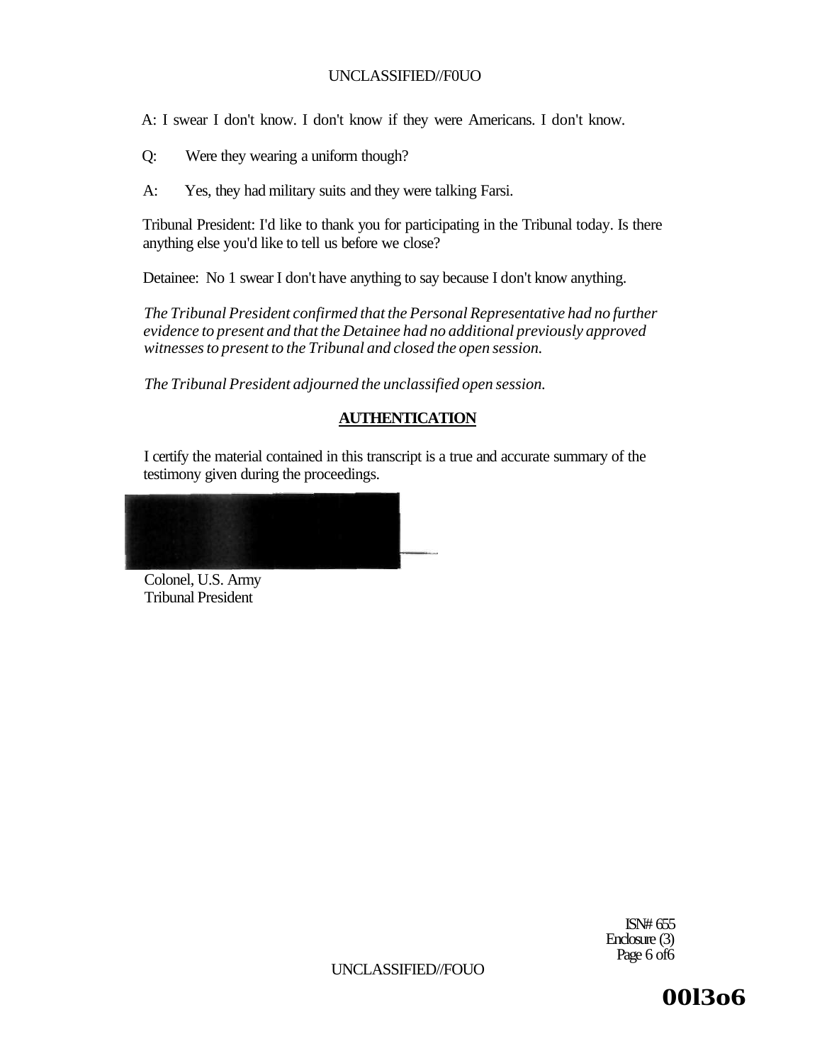A: I swear I don't know. I don't know if they were Americans. I don't know.

Q: Were they wearing a uniform though?

A: Yes, they had military suits and they were talking Farsi.

Tribunal President: I'd like to thank you for participating in the Tribunal today. Is there anything else you'd like to tell us before we close?

Detainee: No 1 swear I don't have anything to say because I don't know anything.

*The Tribunal President confirmed that the Personal Representative had no further evidence to present and that the Detainee had no additional previously approved witnesses to present to the Tribunal and closed the open session.*

*The Tribunal President adjourned the unclassified open session.*

## AUTHENTICATION

I certify the material contained in this transcript is a true and accurate summary of the testimony given during the proceedings.

Colonel, U.S. Army
Tribunal President

ISN# 655
Enclosure (3)

00l3o6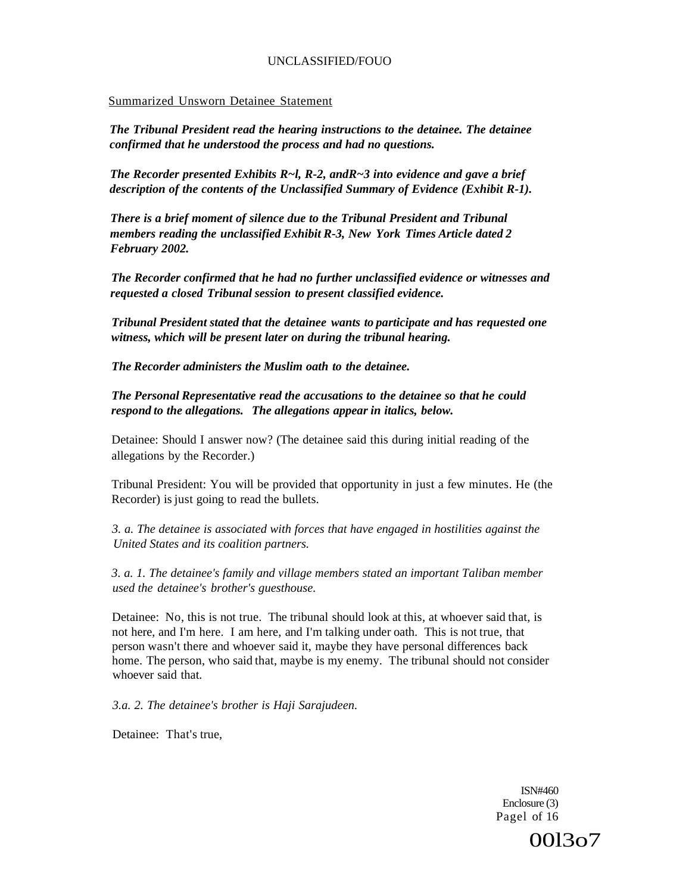Summarized Unsworn Detainee Statement

***The Tribunal President read the hearing instructions to the detainee. The detainee confirmed that he understood the process and had no questions.***

***The Recorder presented Exhibits R~l, R-2, andR~3 into evidence and gave a brief description of the contents of the Unclassified Summary of Evidence (Exhibit R-1).***

***There is a brief moment of silence due to the Tribunal President and Tribunal members reading the unclassified Exhibit R-3, New York Times Article dated 2 February 2002.***

***The Recorder confirmed that he had no further unclassified evidence or witnesses and requested a closed Tribunal session to present classified evidence.***

***Tribunal President stated that the detainee wants to participate and has requested one witness, which will be present later on during the tribunal hearing.***

***The Recorder administers the Muslim oath to the detainee.***

***The Personal Representative read the accusations to the detainee so that he could respond to the allegations. The allegations appear in italics, below.***

Detainee: Should I answer now? (The detainee said this during initial reading of the allegations by the Recorder.)

Tribunal President: You will be provided that opportunity in just a few minutes. He (the Recorder) is just going to read the bullets.

*3. a. The detainee is associated with forces that have engaged in hostilities against the United States and its coalition partners.*

*3. a. 1. The detainee's family and village members stated an important Taliban member used the detainee's brother's guesthouse.*

Detainee: No, this is not true. The tribunal should look at this, at whoever said that, is not here, and I'm here. I am here, and I'm talking under oath. This is not true, that person wasn't there and whoever said it, maybe they have personal differences back home. The person, who said that, maybe is my enemy. The tribunal should not consider whoever said that.

*3.a. 2. The detainee's brother is Haji Sarajudeen.*

Detainee: That's true,

ISN#460
Enclosure (3)

00l3o7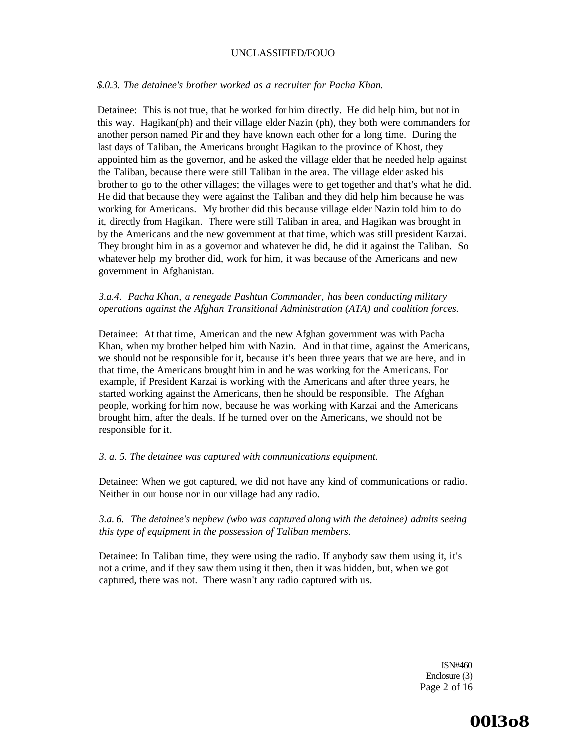*$.0.3. The detainee's brother worked as a recruiter for Pacha Khan.*

Detainee: This is not true, that he worked for him directly. He did help him, but not in this way. Hagikan(ph) and their village elder Nazin (ph), they both were commanders for another person named Pir and they have known each other for a long time. During the last days of Taliban, the Americans brought Hagikan to the province of Khost, they appointed him as the governor, and he asked the village elder that he needed help against the Taliban, because there were still Taliban in the area. The village elder asked his brother to go to the other villages; the villages were to get together and that's what he did. He did that because they were against the Taliban and they did help him because he was working for Americans. My brother did this because village elder Nazin told him to do it, directly from Hagikan. There were still Taliban in area, and Hagikan was brought in by the Americans and the new government at that time, which was still president Karzai. They brought him in as a governor and whatever he did, he did it against the Taliban. So whatever help my brother did, work for him, it was because of the Americans and new government in Afghanistan.

*3.a.4. Pacha Khan, a renegade Pashtun Commander, has been conducting military operations against the Afghan Transitional Administration (ATA) and coalition forces.*

Detainee: At that time, American and the new Afghan government was with Pacha Khan, when my brother helped him with Nazin. And in that time, against the Americans, we should not be responsible for it, because it's been three years that we are here, and in that time, the Americans brought him in and he was working for the Americans. For example, if President Karzai is working with the Americans and after three years, he started working against the Americans, then he should be responsible. The Afghan people, working for him now, because he was working with Karzai and the Americans brought him, after the deals. If he turned over on the Americans, we should not be responsible for it.

*3. a. 5. The detainee was captured with communications equipment.*

Detainee: When we got captured, we did not have any kind of communications or radio. Neither in our house nor in our village had any radio.

*3.a. 6. The detainee's nephew (who was captured along with the detainee) admits seeing this type of equipment in the possession of Taliban members.*

Detainee: In Taliban time, they were using the radio. If anybody saw them using it, it's not a crime, and if they saw them using it then, then it was hidden, but, when we got captured, there was not. There wasn't any radio captured with us.

ISN#460
Enclosure (3)

00l3o8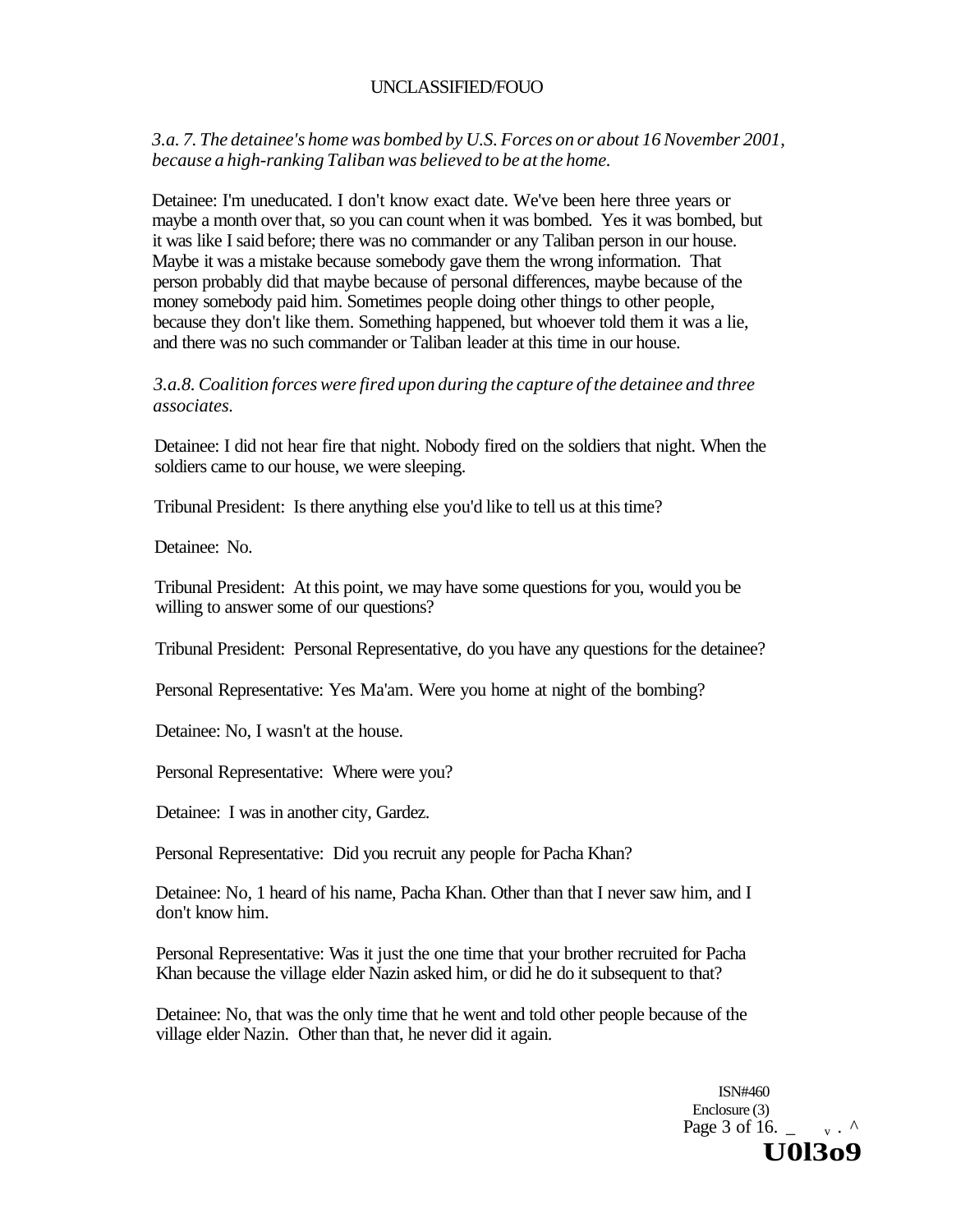*3.a. 7. The detainee's home was bombed by U.S. Forces on or about 16 November 2001, because a high-ranking Taliban was believed to be at the home.*

Detainee: I'm uneducated. I don't know exact date. We've been here three years or maybe a month over that, so you can count when it was bombed. Yes it was bombed, but it was like I said before; there was no commander or any Taliban person in our house. Maybe it was a mistake because somebody gave them the wrong information. That person probably did that maybe because of personal differences, maybe because of the money somebody paid him. Sometimes people doing other things to other people, because they don't like them. Something happened, but whoever told them it was a lie, and there was no such commander or Taliban leader at this time in our house.

*3.a.8. Coalition forces were fired upon during the capture of the detainee and three associates.*

Detainee: I did not hear fire that night. Nobody fired on the soldiers that night. When the soldiers came to our house, we were sleeping.

Tribunal President: Is there anything else you'd like to tell us at this time?

Detainee: No.

Tribunal President: At this point, we may have some questions for you, would you be willing to answer some of our questions?

Tribunal President: Personal Representative, do you have any questions for the detainee?

Personal Representative: Yes Ma'am. Were you home at night of the bombing?

Detainee: No, I wasn't at the house.

Personal Representative: Where were you?

Detainee: I was in another city, Gardez.

Personal Representative: Did you recruit any people for Pacha Khan?

Detainee: No, 1 heard of his name, Pacha Khan. Other than that I never saw him, and I don't know him.

Personal Representative: Was it just the one time that your brother recruited for Pacha Khan because the village elder Nazin asked him, or did he do it subsequent to that?

Detainee: No, that was the only time that he went and told other people because of the village elder Nazin. Other than that, he never did it again.

ISN#460
Enclosure (3)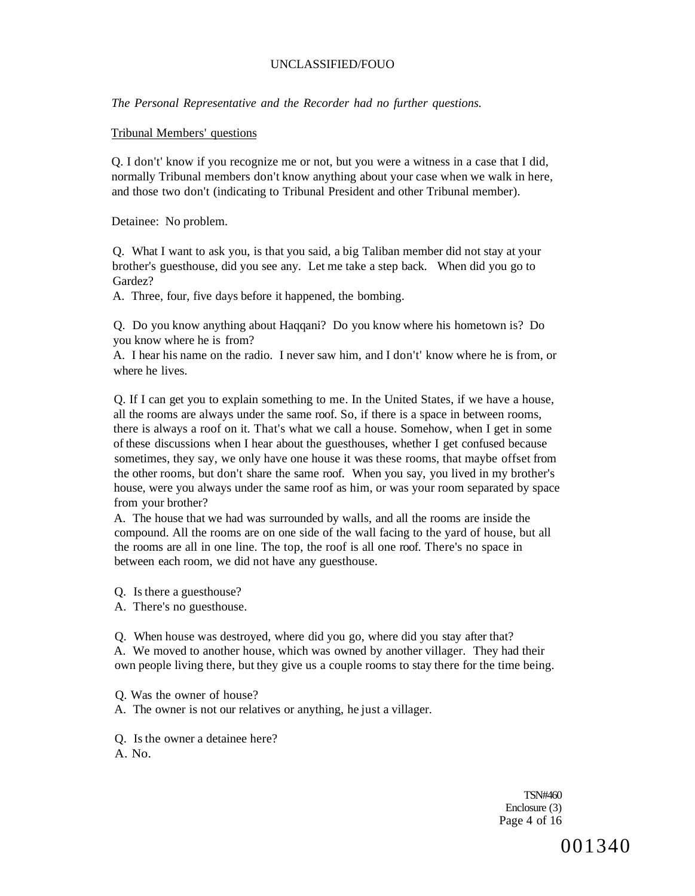*The Personal Representative and the Recorder had no further questions.*

Tribunal Members' questions

Q. I don't' know if you recognize me or not, but you were a witness in a case that I did, normally Tribunal members don't know anything about your case when we walk in here, and those two don't (indicating to Tribunal President and other Tribunal member).

Detainee: No problem.

Q. What I want to ask you, is that you said, a big Taliban member did not stay at your brother's guesthouse, did you see any. Let me take a step back. When did you go to Gardez?
A. Three, four, five days before it happened, the bombing.

Q. Do you know anything about Haqqani? Do you know where his hometown is? Do you know where he is from?
A. I hear his name on the radio. I never saw him, and I don't' know where he is from, or where he lives.

Q. If I can get you to explain something to me. In the United States, if we have a house, all the rooms are always under the same roof. So, if there is a space in between rooms, there is always a roof on it. That's what we call a house. Somehow, when I get in some of these discussions when I hear about the guesthouses, whether I get confused because sometimes, they say, we only have one house it was these rooms, that maybe offset from the other rooms, but don't share the same roof. When you say, you lived in my brother's house, were you always under the same roof as him, or was your room separated by space from your brother?
A. The house that we had was surrounded by walls, and all the rooms are inside the compound. All the rooms are on one side of the wall facing to the yard of house, but all the rooms are all in one line. The top, the roof is all one roof. There's no space in between each room, we did not have any guesthouse.

Q. Is there a guesthouse?
A. There's no guesthouse.

Q. When house was destroyed, where did you go, where did you stay after that?
A. We moved to another house, which was owned by another villager. They had their own people living there, but they give us a couple rooms to stay there for the time being.

Q. Was the owner of house?
A. The owner is not our relatives or anything, he just a villager.

Q. Is the owner a detainee here?
A. No.

TSN#460
Enclosure (3)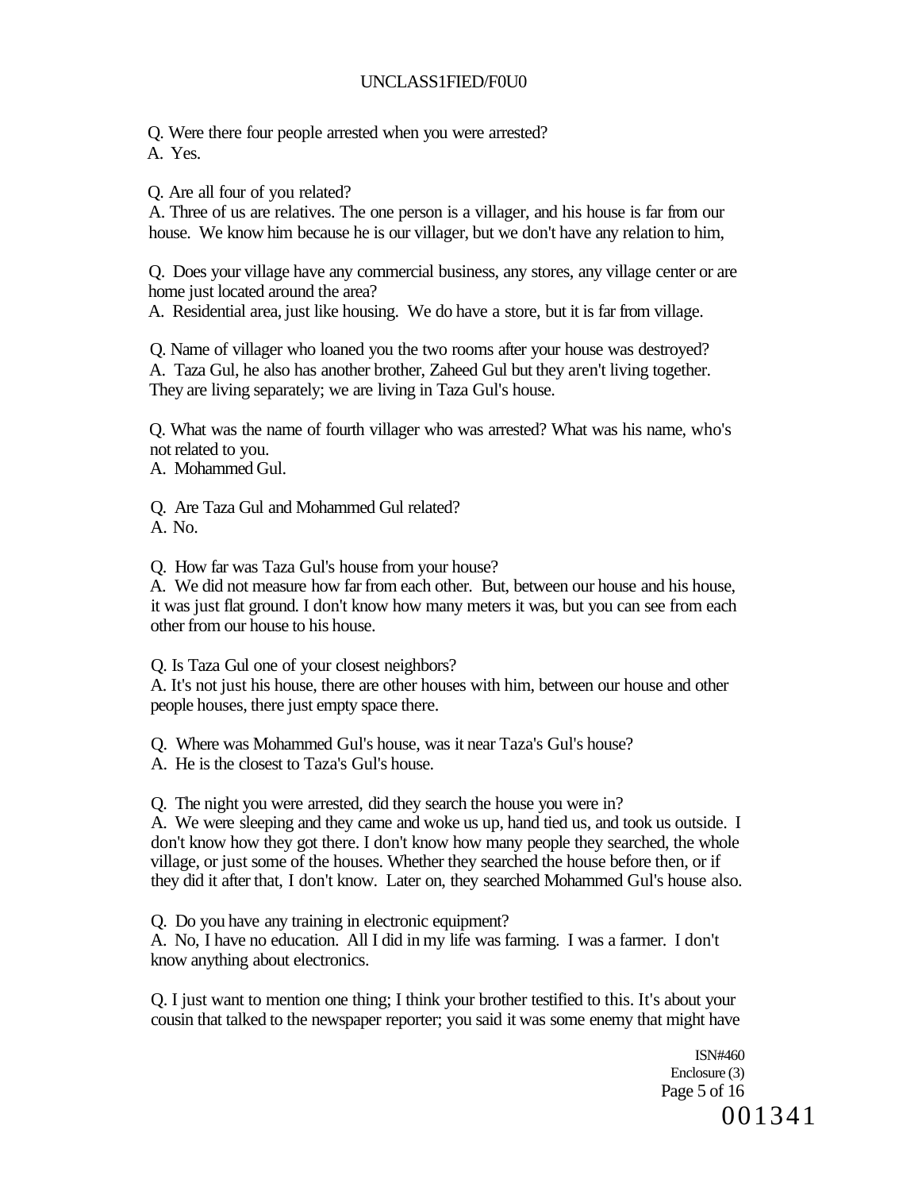Q. Were there four people arrested when you were arrested?
A. Yes.

Q. Are all four of you related?
A. Three of us are relatives. The one person is a villager, and his house is far from our house. We know him because he is our villager, but we don't have any relation to him,

Q. Does your village have any commercial business, any stores, any village center or are home just located around the area?
A. Residential area, just like housing. We do have a store, but it is far from village.

Q. Name of villager who loaned you the two rooms after your house was destroyed?
A. Taza Gul, he also has another brother, Zaheed Gul but they aren't living together. They are living separately; we are living in Taza Gul's house.

Q. What was the name of fourth villager who was arrested? What was his name, who's not related to you.
A. Mohammed Gul.

Q. Are Taza Gul and Mohammed Gul related?
A. No.

Q. How far was Taza Gul's house from your house?
A. We did not measure how far from each other. But, between our house and his house, it was just flat ground. I don't know how many meters it was, but you can see from each other from our house to his house.

Q. Is Taza Gul one of your closest neighbors?
A. It's not just his house, there are other houses with him, between our house and other people houses, there just empty space there.

Q. Where was Mohammed Gul's house, was it near Taza's Gul's house?
A. He is the closest to Taza's Gul's house.

Q. The night you were arrested, did they search the house you were in?
A. We were sleeping and they came and woke us up, hand tied us, and took us outside. I don't know how they got there. I don't know how many people they searched, the whole village, or just some of the houses. Whether they searched the house before then, or if they did it after that, I don't know. Later on, they searched Mohammed Gul's house also.

Q. Do you have any training in electronic equipment?
A. No, I have no education. All I did in my life was farming. I was a farmer. I don't know anything about electronics.

Q. I just want to mention one thing; I think your brother testified to this. It's about your cousin that talked to the newspaper reporter; you said it was some enemy that might have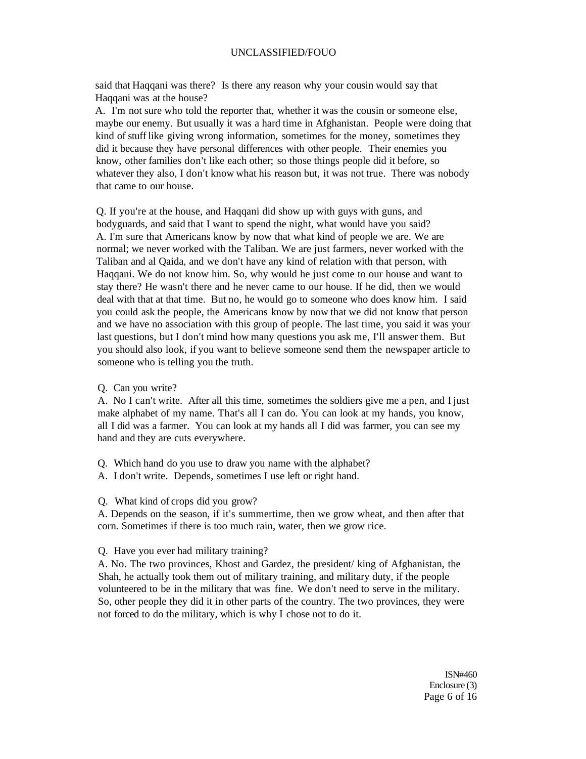said that Haqqani was there? Is there any reason why your cousin would say that Haqqani was at the house?

A. I'm not sure who told the reporter that, whether it was the cousin or someone else, maybe our enemy. But usually it was a hard time in Afghanistan. People were doing that kind of stuff like giving wrong information, sometimes for the money, sometimes they did it because they have personal differences with other people. Their enemies you know, other families don't like each other; so those things people did it before, so whatever they also, I don't know what his reason but, it was not true. There was nobody that came to our house.

Q. If you're at the house, and Haqqani did show up with guys with guns, and bodyguards, and said that I want to spend the night, what would have you said?

A. I'm sure that Americans know by now that what kind of people we are. We are normal; we never worked with the Taliban. We are just farmers, never worked with the Taliban and al Qaida, and we don't have any kind of relation with that person, with Haqqani. We do not know him. So, why would he just come to our house and want to stay there? He wasn't there and he never came to our house. If he did, then we would deal with that at that time. But no, he would go to someone who does know him. I said you could ask the people, the Americans know by now that we did not know that person and we have no association with this group of people. The last time, you said it was your last questions, but I don't mind how many questions you ask me, I'll answer them. But you should also look, if you want to believe someone send them the newspaper article to someone who is telling you the truth.

Q. Can you write?

A. No I can't write. After all this time, sometimes the soldiers give me a pen, and I just make alphabet of my name. That's all I can do. You can look at my hands, you know, all I did was a farmer. You can look at my hands all I did was farmer, you can see my hand and they are cuts everywhere.

Q. Which hand do you use to draw you name with the alphabet?

A. I don't write. Depends, sometimes I use left or right hand.

Q. What kind of crops did you grow?

A. Depends on the season, if it's summertime, then we grow wheat, and then after that corn. Sometimes if there is too much rain, water, then we grow rice.

Q. Have you ever had military training?

A. No. The two provinces, Khost and Gardez, the president/ king of Afghanistan, the Shah, he actually took them out of military training, and military duty, if the people volunteered to be in the military that was fine. We don't need to serve in the military. So, other people they did it in other parts of the country. The two provinces, they were not forced to do the military, which is why I chose not to do it.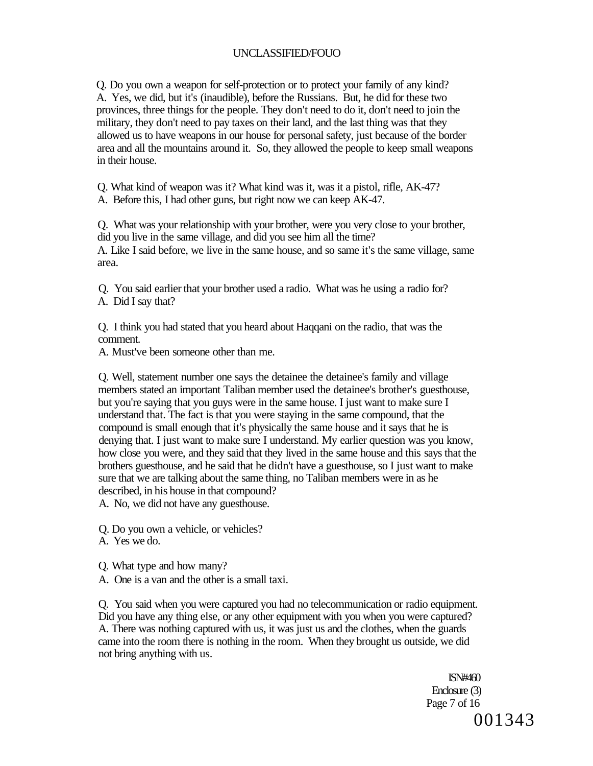Q. Do you own a weapon for self-protection or to protect your family of any kind?
A. Yes, we did, but it's (inaudible), before the Russians. But, he did for these two provinces, three things for the people. They don't need to do it, don't need to join the military, they don't need to pay taxes on their land, and the last thing was that they allowed us to have weapons in our house for personal safety, just because of the border area and all the mountains around it. So, they allowed the people to keep small weapons in their house.

Q. What kind of weapon was it? What kind was it, was it a pistol, rifle, AK-47?
A. Before this, I had other guns, but right now we can keep AK-47.

Q. What was your relationship with your brother, were you very close to your brother, did you live in the same village, and did you see him all the time?
A. Like I said before, we live in the same house, and so same it's the same village, same area.

Q. You said earlier that your brother used a radio. What was he using a radio for?
A. Did I say that?

Q. I think you had stated that you heard about Haqqani on the radio, that was the comment.
A. Must've been someone other than me.

Q. Well, statement number one says the detainee the detainee's family and village members stated an important Taliban member used the detainee's brother's guesthouse, but you're saying that you guys were in the same house. I just want to make sure I understand that. The fact is that you were staying in the same compound, that the compound is small enough that it's physically the same house and it says that he is denying that. I just want to make sure I understand. My earlier question was you know, how close you were, and they said that they lived in the same house and this says that the brothers guesthouse, and he said that he didn't have a guesthouse, so I just want to make sure that we are talking about the same thing, no Taliban members were in as he described, in his house in that compound?
A. No, we did not have any guesthouse.

Q. Do you own a vehicle, or vehicles?
A. Yes we do.

Q. What type and how many?
A. One is a van and the other is a small taxi.

Q. You said when you were captured you had no telecommunication or radio equipment. Did you have any thing else, or any other equipment with you when you were captured?
A. There was nothing captured with us, it was just us and the clothes, when the guards came into the room there is nothing in the room. When they brought us outside, we did not bring anything with us.

ISN#460
Enclosure (3)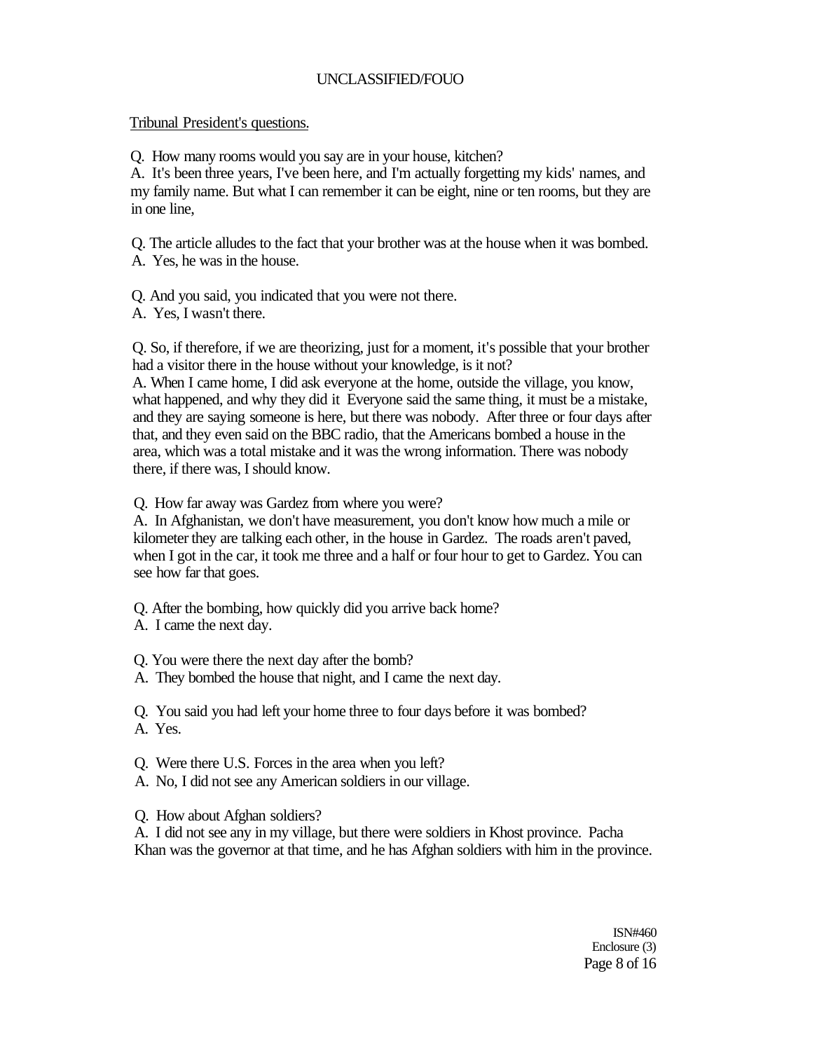Tribunal President's questions.

Q. How many rooms would you say are in your house, kitchen?
A. It's been three years, I've been here, and I'm actually forgetting my kids' names, and my family name. But what I can remember it can be eight, nine or ten rooms, but they are in one line,

Q. The article alludes to the fact that your brother was at the house when it was bombed.
A. Yes, he was in the house.

Q. And you said, you indicated that you were not there.
A. Yes, I wasn't there.

Q. So, if therefore, if we are theorizing, just for a moment, it's possible that your brother had a visitor there in the house without your knowledge, is it not?
A. When I came home, I did ask everyone at the home, outside the village, you know, what happened, and why they did it Everyone said the same thing, it must be a mistake, and they are saying someone is here, but there was nobody. After three or four days after that, and they even said on the BBC radio, that the Americans bombed a house in the area, which was a total mistake and it was the wrong information. There was nobody there, if there was, I should know.

Q. How far away was Gardez from where you were?
A. In Afghanistan, we don't have measurement, you don't know how much a mile or kilometer they are talking each other, in the house in Gardez. The roads aren't paved, when I got in the car, it took me three and a half or four hour to get to Gardez. You can see how far that goes.

Q. After the bombing, how quickly did you arrive back home?
A. I came the next day.

Q. You were there the next day after the bomb?
A. They bombed the house that night, and I came the next day.

Q. You said you had left your home three to four days before it was bombed?
A. Yes.

Q. Were there U.S. Forces in the area when you left?
A. No, I did not see any American soldiers in our village.

Q. How about Afghan soldiers?
A. I did not see any in my village, but there were soldiers in Khost province. Pacha Khan was the governor at that time, and he has Afghan soldiers with him in the province.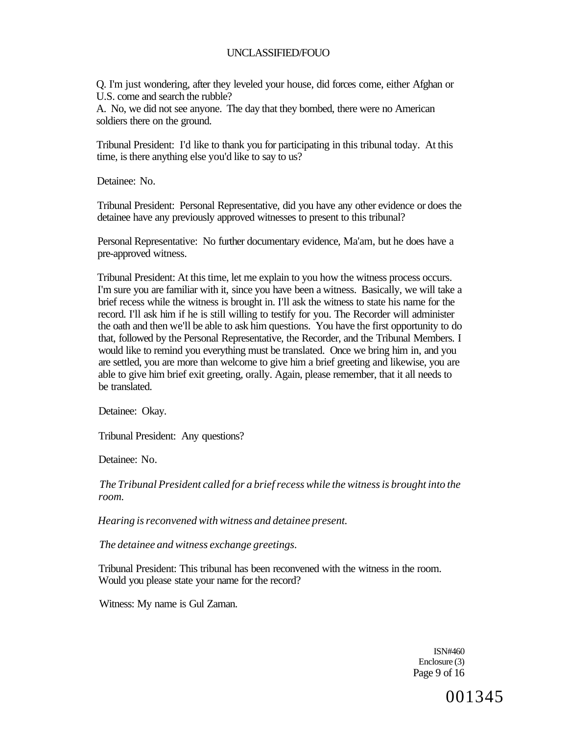Q. I'm just wondering, after they leveled your house, did forces come, either Afghan or U.S. come and search the rubble?
A. No, we did not see anyone. The day that they bombed, there were no American soldiers there on the ground.

Tribunal President: I'd like to thank you for participating in this tribunal today. At this time, is there anything else you'd like to say to us?

Detainee: No.

Tribunal President: Personal Representative, did you have any other evidence or does the detainee have any previously approved witnesses to present to this tribunal?

Personal Representative: No further documentary evidence, Ma'am, but he does have a pre-approved witness.

Tribunal President: At this time, let me explain to you how the witness process occurs. I'm sure you are familiar with it, since you have been a witness. Basically, we will take a brief recess while the witness is brought in. I'll ask the witness to state his name for the record. I'll ask him if he is still willing to testify for you. The Recorder will administer the oath and then we'll be able to ask him questions. You have the first opportunity to do that, followed by the Personal Representative, the Recorder, and the Tribunal Members. I would like to remind you everything must be translated. Once we bring him in, and you are settled, you are more than welcome to give him a brief greeting and likewise, you are able to give him brief exit greeting, orally. Again, please remember, that it all needs to be translated.

Detainee: Okay.

Tribunal President: Any questions?

Detainee: No.

*The Tribunal President called for a brief recess while the witness is brought into the room.*

*Hearing is reconvened with witness and detainee present.*

*The detainee and witness exchange greetings.*

Tribunal President: This tribunal has been reconvened with the witness in the room. Would you please state your name for the record?

Witness: My name is Gul Zaman.

ISN#460
Enclosure (3)

001345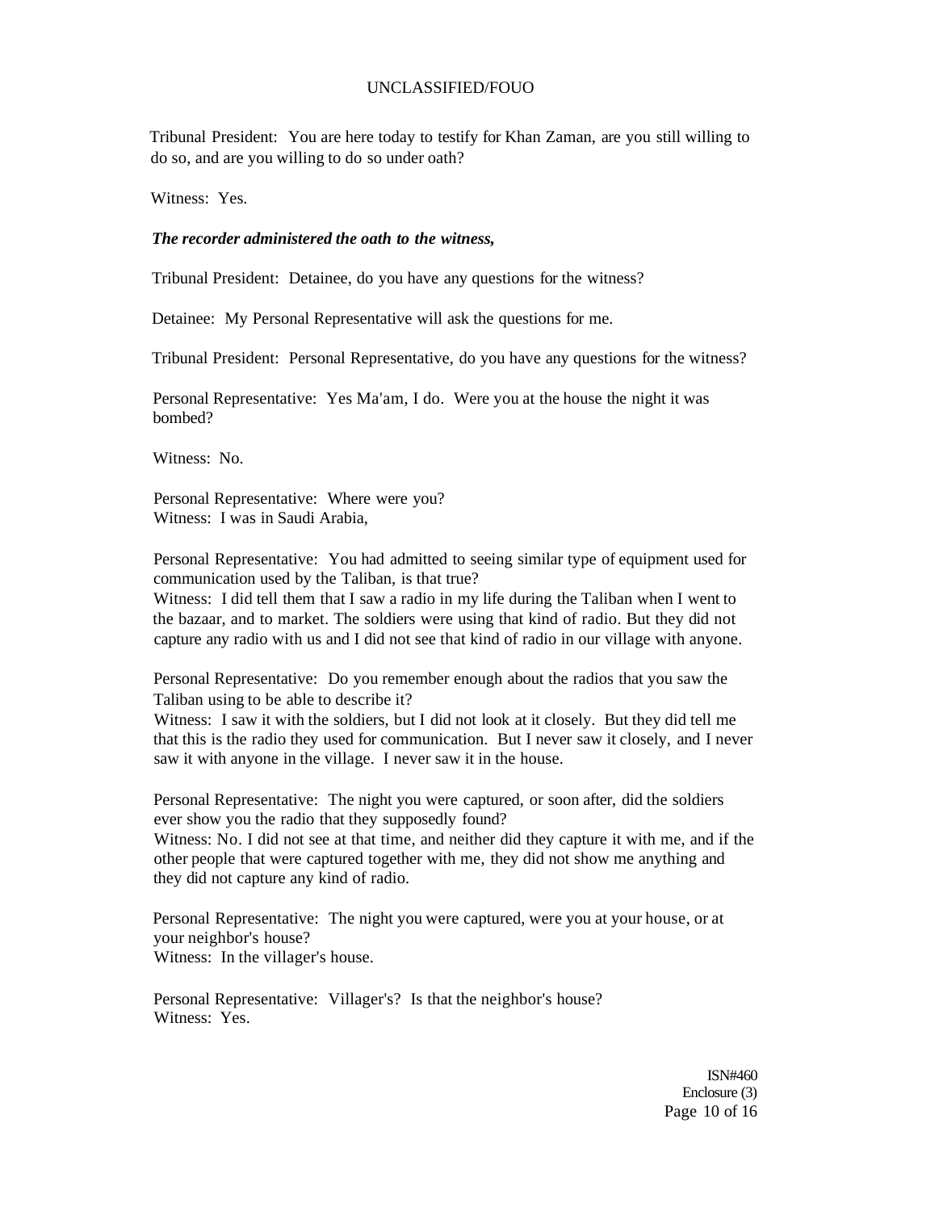Tribunal President: You are here today to testify for Khan Zaman, are you still willing to do so, and are you willing to do so under oath?

Witness: Yes.

***The recorder administered the oath to the witness,***

Tribunal President: Detainee, do you have any questions for the witness?

Detainee: My Personal Representative will ask the questions for me.

Tribunal President: Personal Representative, do you have any questions for the witness?

Personal Representative: Yes Ma'am, I do. Were you at the house the night it was bombed?

Witness: No.

Personal Representative: Where were you?
Witness: I was in Saudi Arabia,

Personal Representative: You had admitted to seeing similar type of equipment used for communication used by the Taliban, is that true?
Witness: I did tell them that I saw a radio in my life during the Taliban when I went to the bazaar, and to market. The soldiers were using that kind of radio. But they did not capture any radio with us and I did not see that kind of radio in our village with anyone.

Personal Representative: Do you remember enough about the radios that you saw the Taliban using to be able to describe it?
Witness: I saw it with the soldiers, but I did not look at it closely. But they did tell me that this is the radio they used for communication. But I never saw it closely, and I never saw it with anyone in the village. I never saw it in the house.

Personal Representative: The night you were captured, or soon after, did the soldiers ever show you the radio that they supposedly found?
Witness: No. I did not see at that time, and neither did they capture it with me, and if the other people that were captured together with me, they did not show me anything and they did not capture any kind of radio.

Personal Representative: The night you were captured, were you at your house, or at your neighbor's house?
Witness: In the villager's house.

Personal Representative: Villager's? Is that the neighbor's house?
Witness: Yes.

ISN#460
Enclosure (3)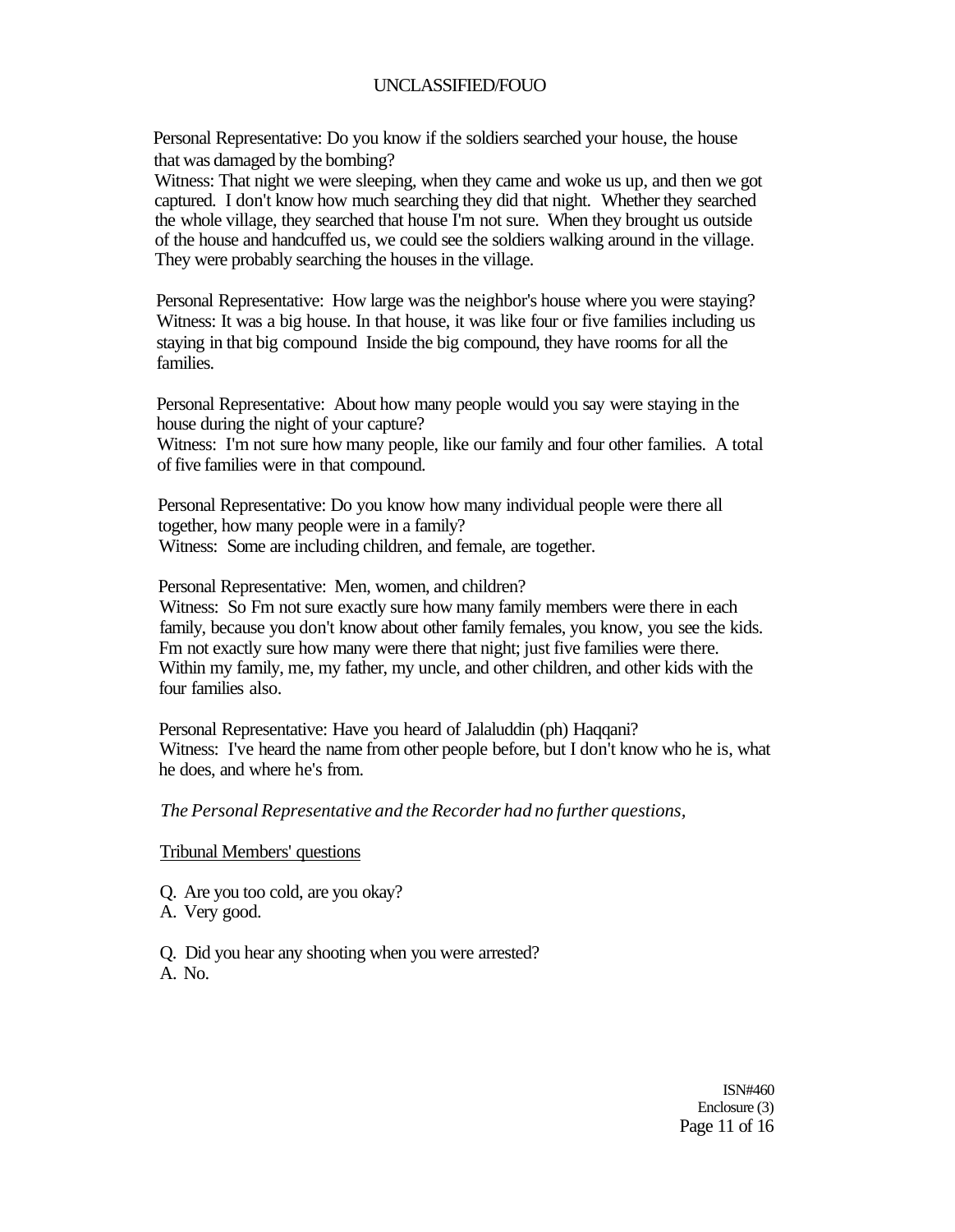Personal Representative: Do you know if the soldiers searched your house, the house that was damaged by the bombing?

Witness: That night we were sleeping, when they came and woke us up, and then we got captured. I don't know how much searching they did that night. Whether they searched the whole village, they searched that house I'm not sure. When they brought us outside of the house and handcuffed us, we could see the soldiers walking around in the village. They were probably searching the houses in the village.

Personal Representative: How large was the neighbor's house where you were staying?

Witness: It was a big house. In that house, it was like four or five families including us staying in that big compound Inside the big compound, they have rooms for all the families.

Personal Representative: About how many people would you say were staying in the house during the night of your capture?

Witness: I'm not sure how many people, like our family and four other families. A total of five families were in that compound.

Personal Representative: Do you know how many individual people were there all together, how many people were in a family?

Witness: Some are including children, and female, are together.

Personal Representative: Men, women, and children?

Witness: So Fm not sure exactly sure how many family members were there in each family, because you don't know about other family females, you know, you see the kids. Fm not exactly sure how many were there that night; just five families were there. Within my family, me, my father, my uncle, and other children, and other kids with the four families also.

Personal Representative: Have you heard of Jalaluddin (ph) Haqqani?

Witness: I've heard the name from other people before, but I don't know who he is, what he does, and where he's from.

*The Personal Representative and the Recorder had no further questions,*

Tribunal Members' questions

Q. Are you too cold, are you okay?
A. Very good.

Q. Did you hear any shooting when you were arrested?
A. No.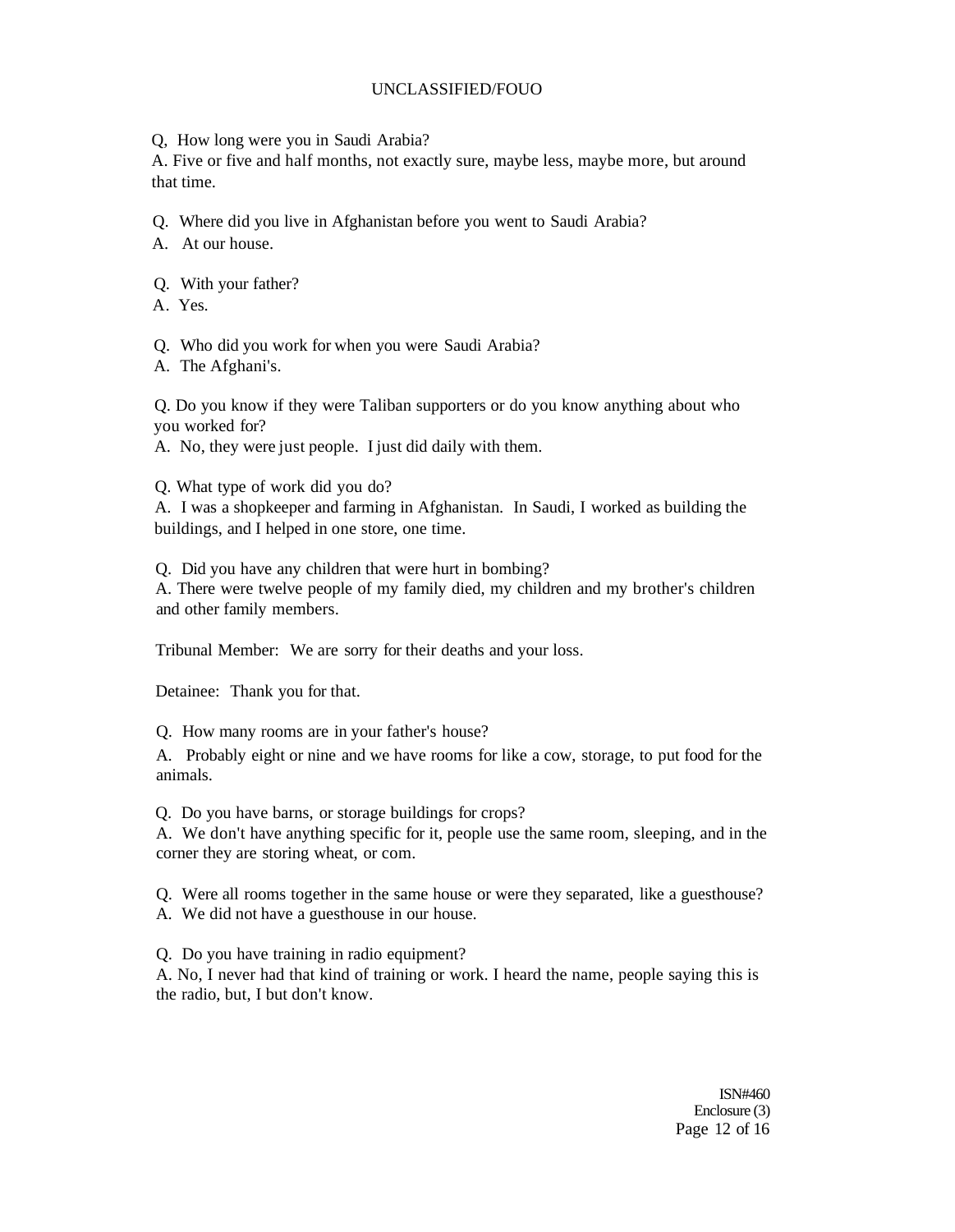Q, How long were you in Saudi Arabia?
A. Five or five and half months, not exactly sure, maybe less, maybe more, but around that time.

Q. Where did you live in Afghanistan before you went to Saudi Arabia?
A. At our house.

Q. With your father?
A. Yes.

Q. Who did you work for when you were Saudi Arabia?
A. The Afghani's.

Q. Do you know if they were Taliban supporters or do you know anything about who you worked for?
A. No, they were just people. I just did daily with them.

Q. What type of work did you do?
A. I was a shopkeeper and farming in Afghanistan. In Saudi, I worked as building the buildings, and I helped in one store, one time.

Q. Did you have any children that were hurt in bombing?
A. There were twelve people of my family died, my children and my brother's children and other family members.

Tribunal Member: We are sorry for their deaths and your loss.

Detainee: Thank you for that.

Q. How many rooms are in your father's house?
A. Probably eight or nine and we have rooms for like a cow, storage, to put food for the animals.

Q. Do you have barns, or storage buildings for crops?
A. We don't have anything specific for it, people use the same room, sleeping, and in the corner they are storing wheat, or com.

Q. Were all rooms together in the same house or were they separated, like a guesthouse?
A. We did not have a guesthouse in our house.

Q. Do you have training in radio equipment?
A. No, I never had that kind of training or work. I heard the name, people saying this is the radio, but, I but don't know.

ISN#460
Enclosure (3)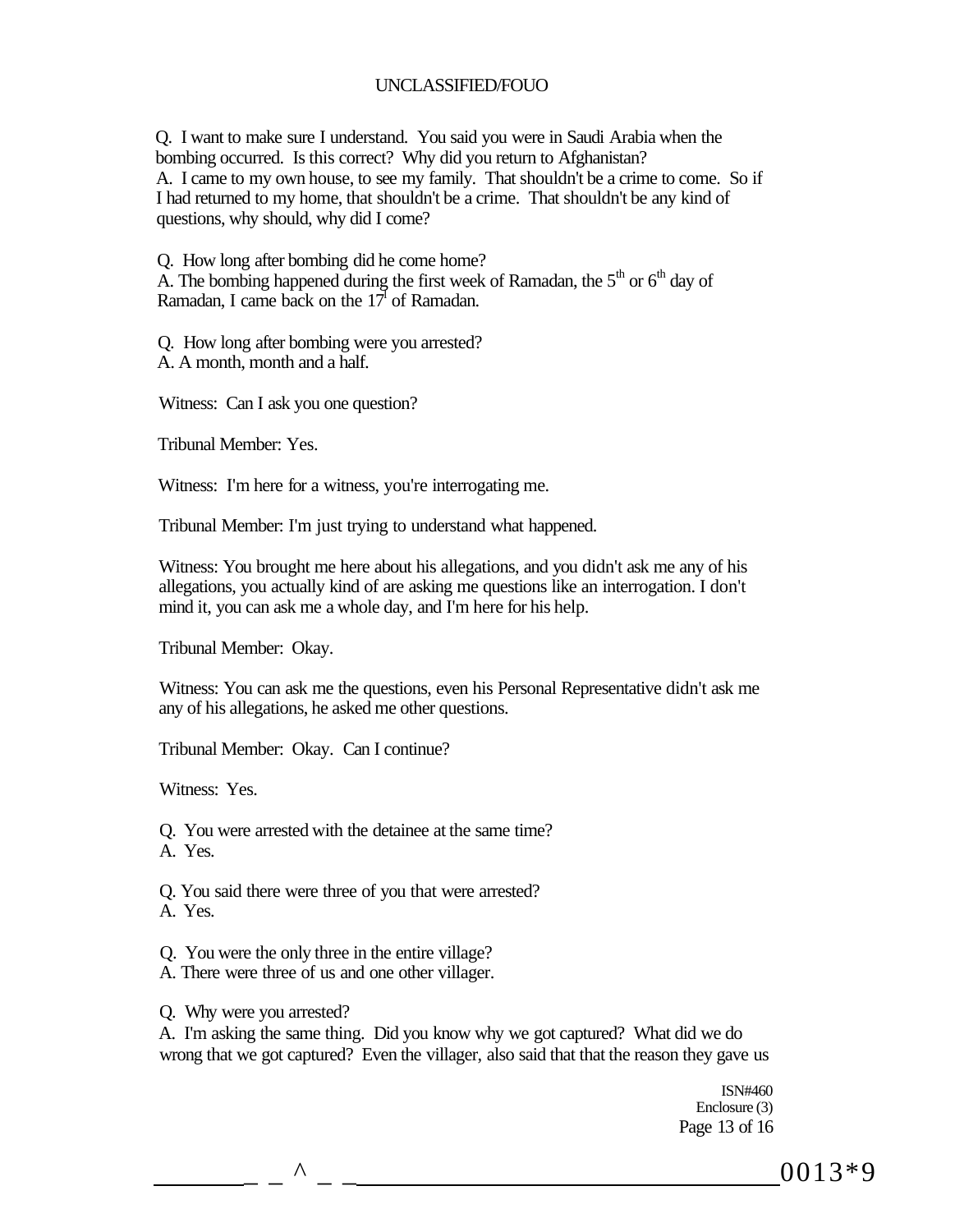Q. I want to make sure I understand. You said you were in Saudi Arabia when the bombing occurred. Is this correct? Why did you return to Afghanistan?
A. I came to my own house, to see my family. That shouldn't be a crime to come. So if I had returned to my home, that shouldn't be a crime. That shouldn't be any kind of questions, why should, why did I come?

Q. How long after bombing did he come home?
A. The bombing happened during the first week of Ramadan, the 5th or 6th day of Ramadan, I came back on the 17l of Ramadan.

Q. How long after bombing were you arrested?
A. A month, month and a half.

Witness: Can I ask you one question?

Tribunal Member: Yes.

Witness: I'm here for a witness, you're interrogating me.

Tribunal Member: I'm just trying to understand what happened.

Witness: You brought me here about his allegations, and you didn't ask me any of his allegations, you actually kind of are asking me questions like an interrogation. I don't mind it, you can ask me a whole day, and I'm here for his help.

Tribunal Member: Okay.

Witness: You can ask me the questions, even his Personal Representative didn't ask me any of his allegations, he asked me other questions.

Tribunal Member: Okay. Can I continue?

Witness: Yes.

Q. You were arrested with the detainee at the same time?
A. Yes.

Q. You said there were three of you that were arrested?
A. Yes.

Q. You were the only three in the entire village?
A. There were three of us and one other villager.

Q. Why were you arrested?
A. I'm asking the same thing. Did you know why we got captured? What did we do wrong that we got captured? Even the villager, also said that that the reason they gave us

ISN#460
Enclosure (3)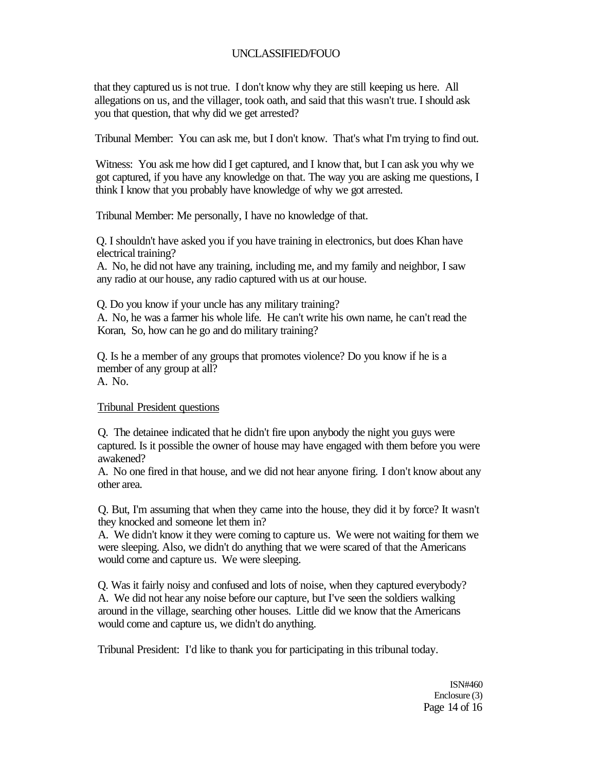that they captured us is not true. I don't know why they are still keeping us here. All allegations on us, and the villager, took oath, and said that this wasn't true. I should ask you that question, that why did we get arrested?

Tribunal Member: You can ask me, but I don't know. That's what I'm trying to find out.

Witness: You ask me how did I get captured, and I know that, but I can ask you why we got captured, if you have any knowledge on that. The way you are asking me questions, I think I know that you probably have knowledge of why we got arrested.

Tribunal Member: Me personally, I have no knowledge of that.

Q. I shouldn't have asked you if you have training in electronics, but does Khan have electrical training?
A. No, he did not have any training, including me, and my family and neighbor, I saw any radio at our house, any radio captured with us at our house.

Q. Do you know if your uncle has any military training?
A. No, he was a farmer his whole life. He can't write his own name, he can't read the Koran, So, how can he go and do military training?

Q. Is he a member of any groups that promotes violence? Do you know if he is a member of any group at all?
A. No.

Tribunal President questions

Q. The detainee indicated that he didn't fire upon anybody the night you guys were captured. Is it possible the owner of house may have engaged with them before you were awakened?
A. No one fired in that house, and we did not hear anyone firing. I don't know about any other area.

Q. But, I'm assuming that when they came into the house, they did it by force? It wasn't they knocked and someone let them in?
A. We didn't know it they were coming to capture us. We were not waiting for them we were sleeping. Also, we didn't do anything that we were scared of that the Americans would come and capture us. We were sleeping.

Q. Was it fairly noisy and confused and lots of noise, when they captured everybody?
A. We did not hear any noise before our capture, but I've seen the soldiers walking around in the village, searching other houses. Little did we know that the Americans would come and capture us, we didn't do anything.

Tribunal President: I'd like to thank you for participating in this tribunal today.

ISN#460
Enclosure (3)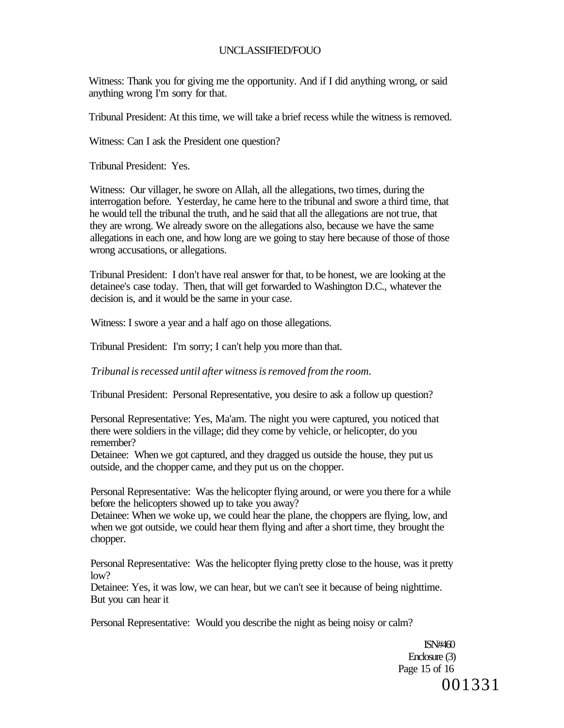Witness: Thank you for giving me the opportunity. And if I did anything wrong, or said anything wrong I'm sorry for that.

Tribunal President: At this time, we will take a brief recess while the witness is removed.

Witness: Can I ask the President one question?

Tribunal President: Yes.

Witness: Our villager, he swore on Allah, all the allegations, two times, during the interrogation before. Yesterday, he came here to the tribunal and swore a third time, that he would tell the tribunal the truth, and he said that all the allegations are not true, that they are wrong. We already swore on the allegations also, because we have the same allegations in each one, and how long are we going to stay here because of those of those wrong accusations, or allegations.

Tribunal President: I don't have real answer for that, to be honest, we are looking at the detainee's case today. Then, that will get forwarded to Washington D.C., whatever the decision is, and it would be the same in your case.

Witness: I swore a year and a half ago on those allegations.

Tribunal President: I'm sorry; I can't help you more than that.

*Tribunal is recessed until after witness is removed from the room.*

Tribunal President: Personal Representative, you desire to ask a follow up question?

Personal Representative: Yes, Ma'am. The night you were captured, you noticed that there were soldiers in the village; did they come by vehicle, or helicopter, do you remember?
Detainee: When we got captured, and they dragged us outside the house, they put us outside, and the chopper came, and they put us on the chopper.

Personal Representative: Was the helicopter flying around, or were you there for a while before the helicopters showed up to take you away?
Detainee: When we woke up, we could hear the plane, the choppers are flying, low, and when we got outside, we could hear them flying and after a short time, they brought the chopper.

Personal Representative: Was the helicopter flying pretty close to the house, was it pretty low?
Detainee: Yes, it was low, we can hear, but we can't see it because of being nighttime. But you can hear it

Personal Representative: Would you describe the night as being noisy or calm?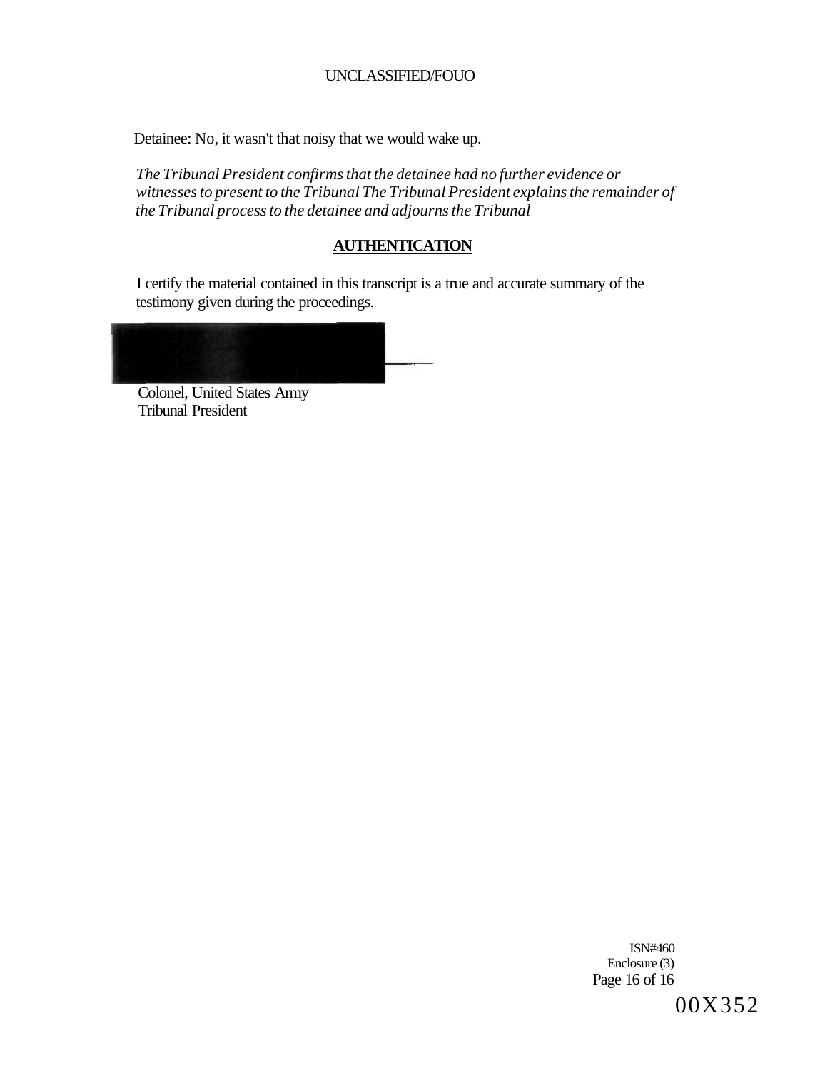Detainee: No, it wasn't that noisy that we would wake up.

*The Tribunal President confirms that the detainee had no further evidence or witnesses to present to the Tribunal The Tribunal President explains the remainder of the Tribunal process to the detainee and adjourns the Tribunal*

## **AUTHENTICATION**

I certify the material contained in this transcript is a true and accurate summary of the testimony given during the proceedings.

Colonel, United States Army
Tribunal President

ISN#460
Enclosure (3)

00X352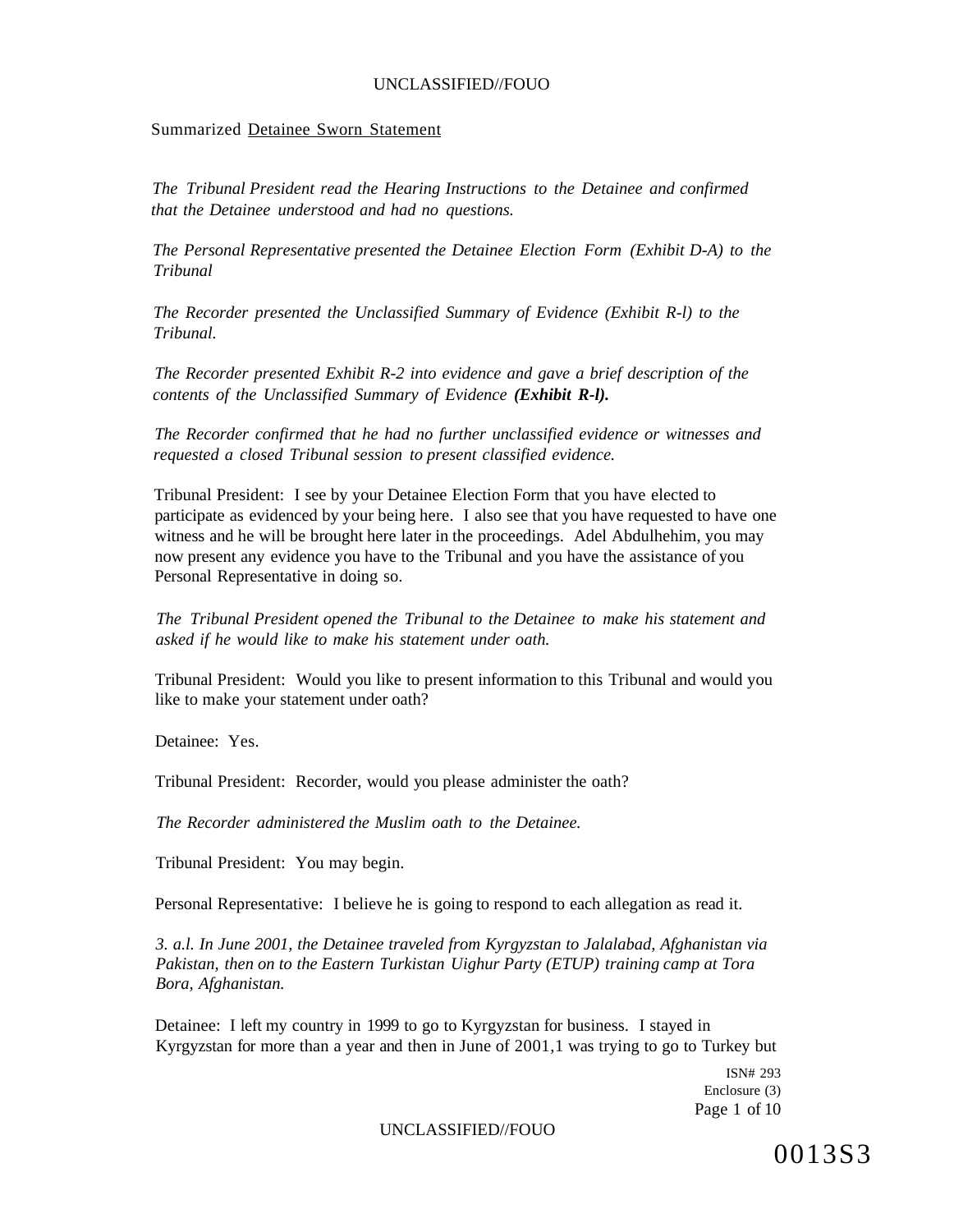Summarized Detainee Sworn Statement

*The Tribunal President read the Hearing Instructions to the Detainee and confirmed that the Detainee understood and had no questions.*

*The Personal Representative presented the Detainee Election Form (Exhibit D-A) to the Tribunal*

*The Recorder presented the Unclassified Summary of Evidence (Exhibit R-l) to the Tribunal.*

*The Recorder presented Exhibit R-2 into evidence and gave a brief description of the contents of the Unclassified Summary of Evidence **(Exhibit R-l).***

*The Recorder confirmed that he had no further unclassified evidence or witnesses and requested a closed Tribunal session to present classified evidence.*

Tribunal President: I see by your Detainee Election Form that you have elected to participate as evidenced by your being here. I also see that you have requested to have one witness and he will be brought here later in the proceedings. Adel Abdulhehim, you may now present any evidence you have to the Tribunal and you have the assistance of you Personal Representative in doing so.

*The Tribunal President opened the Tribunal to the Detainee to make his statement and asked if he would like to make his statement under oath.*

Tribunal President: Would you like to present information to this Tribunal and would you like to make your statement under oath?

Detainee: Yes.

Tribunal President: Recorder, would you please administer the oath?

*The Recorder administered the Muslim oath to the Detainee.*

Tribunal President: You may begin.

Personal Representative: I believe he is going to respond to each allegation as read it.

*3. a.l. In June 2001, the Detainee traveled from Kyrgyzstan to Jalalabad, Afghanistan via Pakistan, then on to the Eastern Turkistan Uighur Party (ETUP) training camp at Tora Bora, Afghanistan.*

Detainee: I left my country in 1999 to go to Kyrgyzstan for business. I stayed in Kyrgyzstan for more than a year and then in June of 2001,1 was trying to go to Turkey but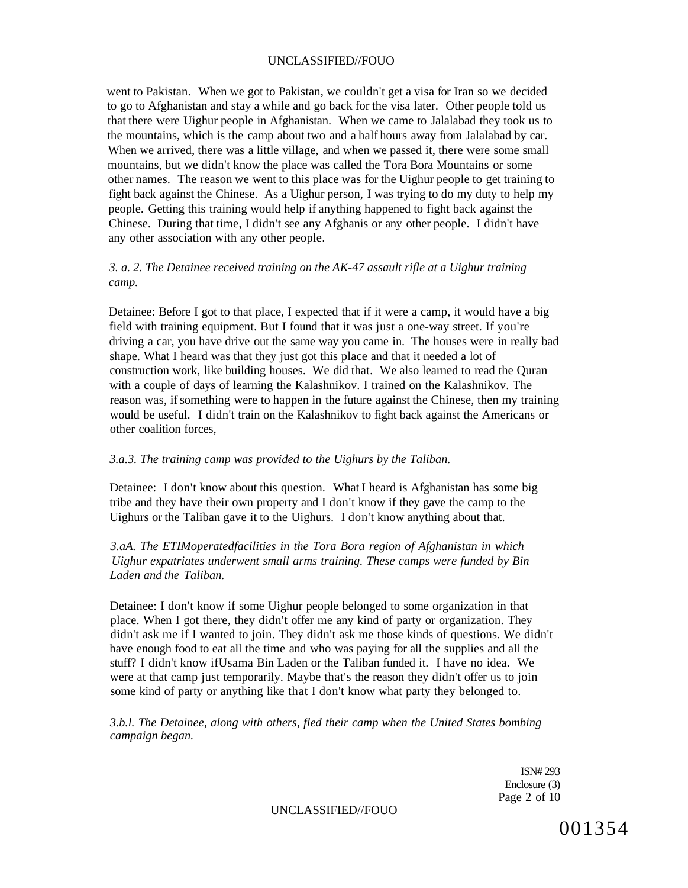went to Pakistan. When we got to Pakistan, we couldn't get a visa for Iran so we decided to go to Afghanistan and stay a while and go back for the visa later. Other people told us that there were Uighur people in Afghanistan. When we came to Jalalabad they took us to the mountains, which is the camp about two and a half hours away from Jalalabad by car. When we arrived, there was a little village, and when we passed it, there were some small mountains, but we didn't know the place was called the Tora Bora Mountains or some other names. The reason we went to this place was for the Uighur people to get training to fight back against the Chinese. As a Uighur person, I was trying to do my duty to help my people. Getting this training would help if anything happened to fight back against the Chinese. During that time, I didn't see any Afghanis or any other people. I didn't have any other association with any other people.

*3. a. 2. The Detainee received training on the AK-47 assault rifle at a Uighur training camp.*

Detainee: Before I got to that place, I expected that if it were a camp, it would have a big field with training equipment. But I found that it was just a one-way street. If you're driving a car, you have drive out the same way you came in. The houses were in really bad shape. What I heard was that they just got this place and that it needed a lot of construction work, like building houses. We did that. We also learned to read the Quran with a couple of days of learning the Kalashnikov. I trained on the Kalashnikov. The reason was, if something were to happen in the future against the Chinese, then my training would be useful. I didn't train on the Kalashnikov to fight back against the Americans or other coalition forces,

*3.a.3. The training camp was provided to the Uighurs by the Taliban.*

Detainee: I don't know about this question. What I heard is Afghanistan has some big tribe and they have their own property and I don't know if they gave the camp to the Uighurs or the Taliban gave it to the Uighurs. I don't know anything about that.

*3.aA. The ETIMoperatedfacilities in the Tora Bora region of Afghanistan in which Uighur expatriates underwent small arms training. These camps were funded by Bin Laden and the Taliban.*

Detainee: I don't know if some Uighur people belonged to some organization in that place. When I got there, they didn't offer me any kind of party or organization. They didn't ask me if I wanted to join. They didn't ask me those kinds of questions. We didn't have enough food to eat all the time and who was paying for all the supplies and all the stuff? I didn't know ifUsama Bin Laden or the Taliban funded it. I have no idea. We were at that camp just temporarily. Maybe that's the reason they didn't offer us to join some kind of party or anything like that I don't know what party they belonged to.

*3.b.l. The Detainee, along with others, fled their camp when the United States bombing campaign began.*

ISN# 293
Enclosure (3)

001354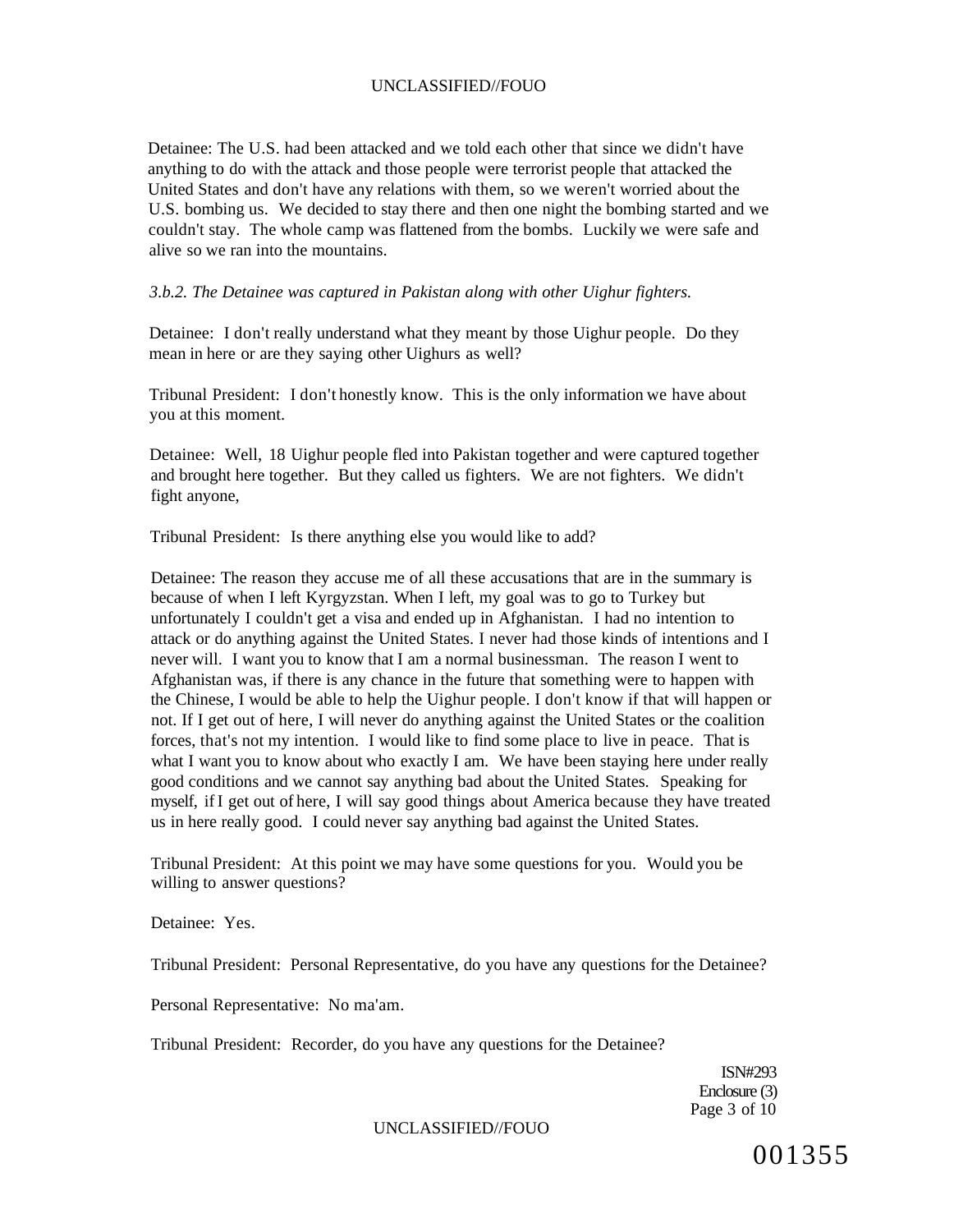Detainee: The U.S. had been attacked and we told each other that since we didn't have anything to do with the attack and those people were terrorist people that attacked the United States and don't have any relations with them, so we weren't worried about the U.S. bombing us. We decided to stay there and then one night the bombing started and we couldn't stay. The whole camp was flattened from the bombs. Luckily we were safe and alive so we ran into the mountains.

*3.b.2. The Detainee was captured in Pakistan along with other Uighur fighters.*

Detainee: I don't really understand what they meant by those Uighur people. Do they mean in here or are they saying other Uighurs as well?

Tribunal President: I don't honestly know. This is the only information we have about you at this moment.

Detainee: Well, 18 Uighur people fled into Pakistan together and were captured together and brought here together. But they called us fighters. We are not fighters. We didn't fight anyone,

Tribunal President: Is there anything else you would like to add?

Detainee: The reason they accuse me of all these accusations that are in the summary is because of when I left Kyrgyzstan. When I left, my goal was to go to Turkey but unfortunately I couldn't get a visa and ended up in Afghanistan. I had no intention to attack or do anything against the United States. I never had those kinds of intentions and I never will. I want you to know that I am a normal businessman. The reason I went to Afghanistan was, if there is any chance in the future that something were to happen with the Chinese, I would be able to help the Uighur people. I don't know if that will happen or not. If I get out of here, I will never do anything against the United States or the coalition forces, that's not my intention. I would like to find some place to live in peace. That is what I want you to know about who exactly I am. We have been staying here under really good conditions and we cannot say anything bad about the United States. Speaking for myself, if I get out of here, I will say good things about America because they have treated us in here really good. I could never say anything bad against the United States.

Tribunal President: At this point we may have some questions for you. Would you be willing to answer questions?

Detainee: Yes.

Tribunal President: Personal Representative, do you have any questions for the Detainee?

Personal Representative: No ma'am.

Tribunal President: Recorder, do you have any questions for the Detainee?

ISN#293
Enclosure (3)

001355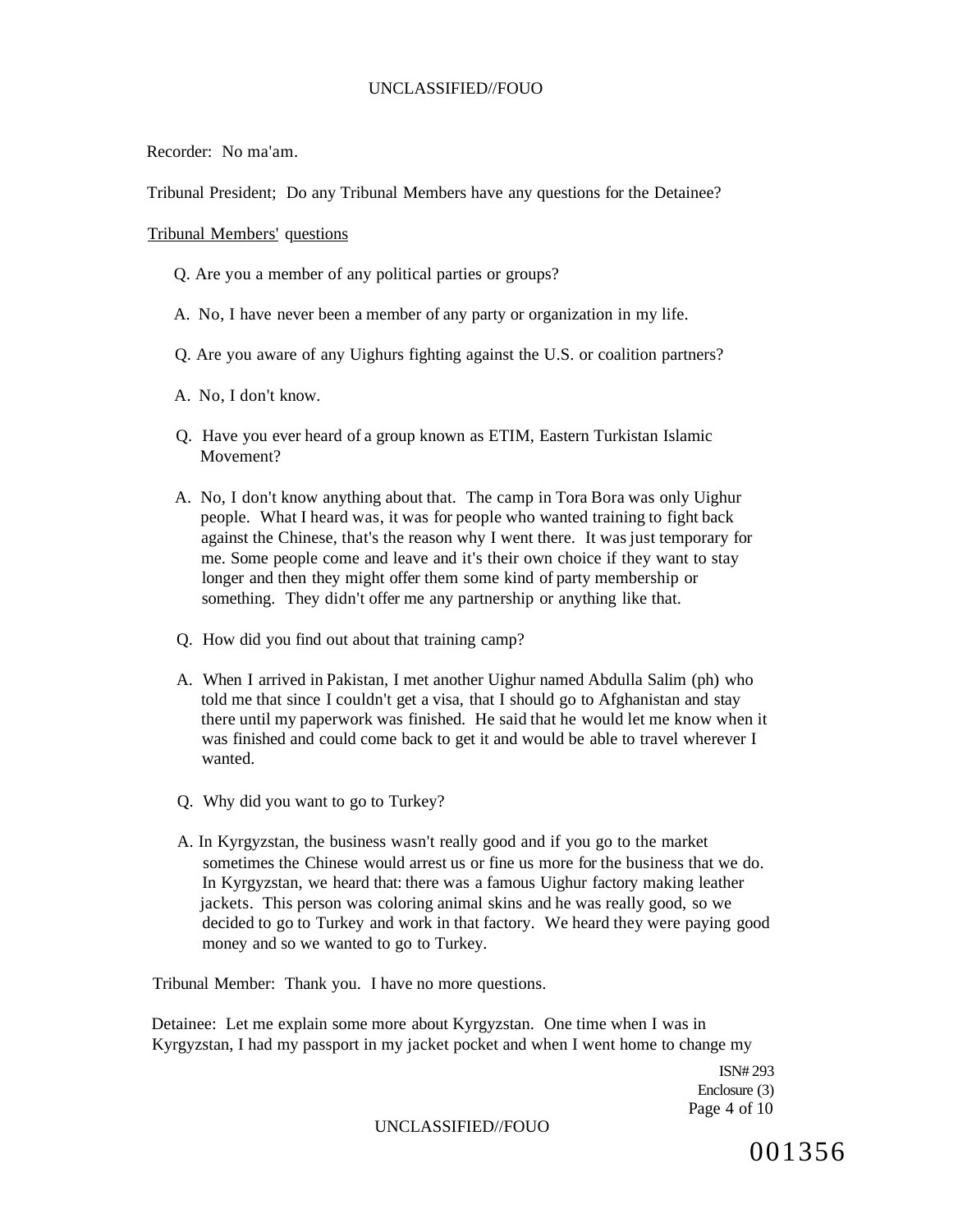Recorder: No ma'am.

Tribunal President; Do any Tribunal Members have any questions for the Detainee?

Tribunal Members' questions

Q. Are you a member of any political parties or groups?

A. No, I have never been a member of any party or organization in my life.

Q. Are you aware of any Uighurs fighting against the U.S. or coalition partners?

A. No, I don't know.

Q. Have you ever heard of a group known as ETIM, Eastern Turkistan Islamic Movement?

A. No, I don't know anything about that. The camp in Tora Bora was only Uighur people. What I heard was, it was for people who wanted training to fight back against the Chinese, that's the reason why I went there. It was just temporary for me. Some people come and leave and it's their own choice if they want to stay longer and then they might offer them some kind of party membership or something. They didn't offer me any partnership or anything like that.

Q. How did you find out about that training camp?

A. When I arrived in Pakistan, I met another Uighur named Abdulla Salim (ph) who told me that since I couldn't get a visa, that I should go to Afghanistan and stay there until my paperwork was finished. He said that he would let me know when it was finished and could come back to get it and would be able to travel wherever I wanted.

Q. Why did you want to go to Turkey?

A. In Kyrgyzstan, the business wasn't really good and if you go to the market sometimes the Chinese would arrest us or fine us more for the business that we do. In Kyrgyzstan, we heard that: there was a famous Uighur factory making leather jackets. This person was coloring animal skins and he was really good, so we decided to go to Turkey and work in that factory. We heard they were paying good money and so we wanted to go to Turkey.

Tribunal Member: Thank you. I have no more questions.

Detainee: Let me explain some more about Kyrgyzstan. One time when I was in Kyrgyzstan, I had my passport in my jacket pocket and when I went home to change my

ISN# 293
Enclosure (3)

001356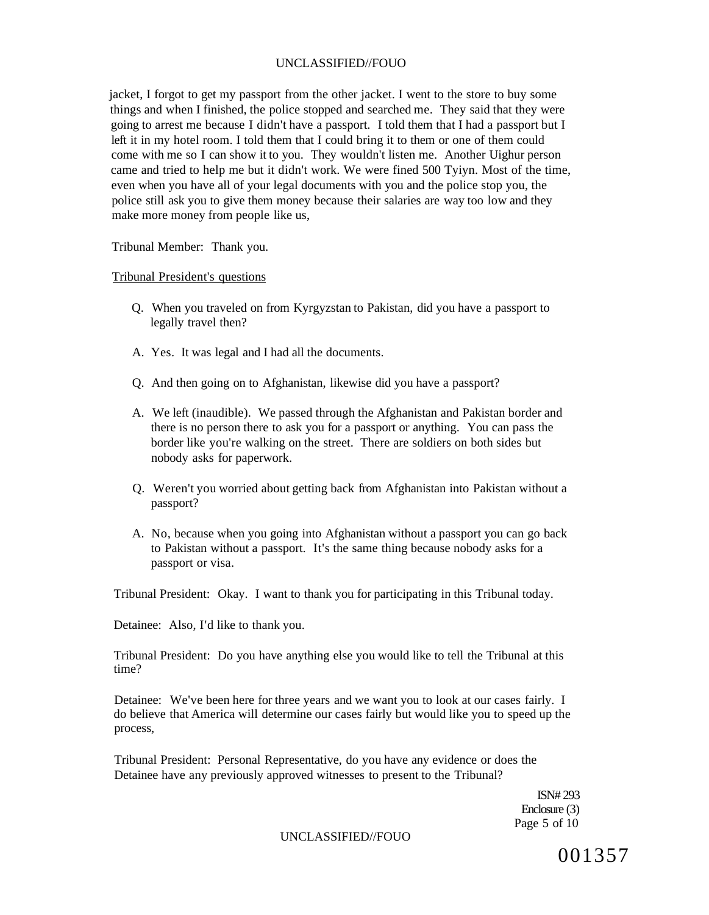jacket, I forgot to get my passport from the other jacket. I went to the store to buy some things and when I finished, the police stopped and searched me. They said that they were going to arrest me because I didn't have a passport. I told them that I had a passport but I left it in my hotel room. I told them that I could bring it to them or one of them could come with me so I can show it to you. They wouldn't listen me. Another Uighur person came and tried to help me but it didn't work. We were fined 500 Tyiyn. Most of the time, even when you have all of your legal documents with you and the police stop you, the police still ask you to give them money because their salaries are way too low and they make more money from people like us,

Tribunal Member: Thank you.

Tribunal President's questions

Q. When you traveled on from Kyrgyzstan to Pakistan, did you have a passport to legally travel then?

A. Yes. It was legal and I had all the documents.

Q. And then going on to Afghanistan, likewise did you have a passport?

A. We left (inaudible). We passed through the Afghanistan and Pakistan border and there is no person there to ask you for a passport or anything. You can pass the border like you're walking on the street. There are soldiers on both sides but nobody asks for paperwork.

Q. Weren't you worried about getting back from Afghanistan into Pakistan without a passport?

A. No, because when you going into Afghanistan without a passport you can go back to Pakistan without a passport. It's the same thing because nobody asks for a passport or visa.

Tribunal President: Okay. I want to thank you for participating in this Tribunal today.

Detainee: Also, I'd like to thank you.

Tribunal President: Do you have anything else you would like to tell the Tribunal at this time?

Detainee: We've been here for three years and we want you to look at our cases fairly. I do believe that America will determine our cases fairly but would like you to speed up the process,

Tribunal President: Personal Representative, do you have any evidence or does the Detainee have any previously approved witnesses to present to the Tribunal?

ISN# 293
Enclosure (3)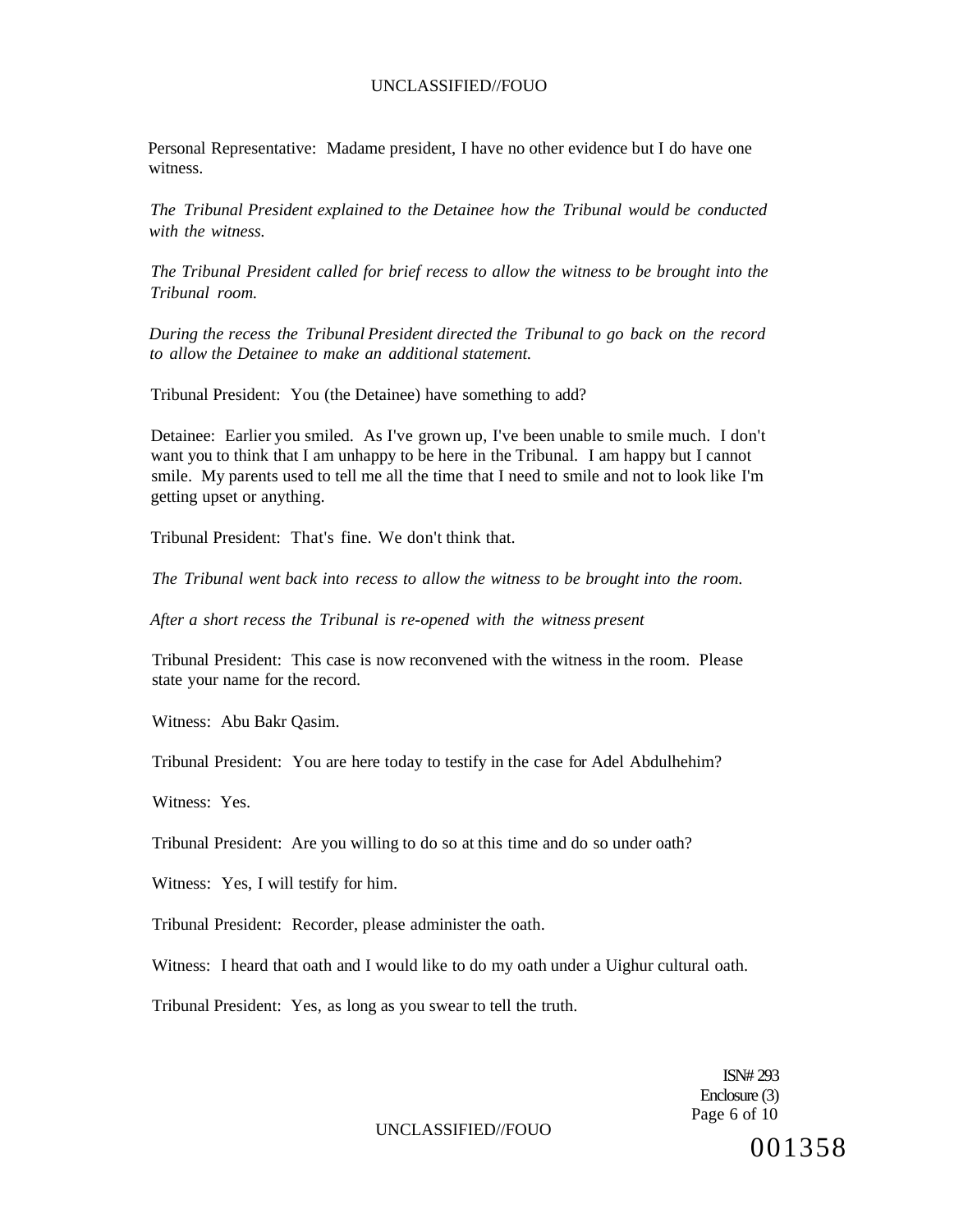Personal Representative: Madame president, I have no other evidence but I do have one witness.

*The Tribunal President explained to the Detainee how the Tribunal would be conducted with the witness.*

*The Tribunal President called for brief recess to allow the witness to be brought into the Tribunal room.*

*During the recess the Tribunal President directed the Tribunal to go back on the record to allow the Detainee to make an additional statement.*

Tribunal President: You (the Detainee) have something to add?

Detainee: Earlier you smiled. As I've grown up, I've been unable to smile much. I don't want you to think that I am unhappy to be here in the Tribunal. I am happy but I cannot smile. My parents used to tell me all the time that I need to smile and not to look like I'm getting upset or anything.

Tribunal President: That's fine. We don't think that.

*The Tribunal went back into recess to allow the witness to be brought into the room.*

*After a short recess the Tribunal is re-opened with the witness present*

Tribunal President: This case is now reconvened with the witness in the room. Please state your name for the record.

Witness: Abu Bakr Qasim.

Tribunal President: You are here today to testify in the case for Adel Abdulhehim?

Witness: Yes.

Tribunal President: Are you willing to do so at this time and do so under oath?

Witness: Yes, I will testify for him.

Tribunal President: Recorder, please administer the oath.

Witness: I heard that oath and I would like to do my oath under a Uighur cultural oath.

Tribunal President: Yes, as long as you swear to tell the truth.

ISN# 293
Enclosure (3)

001358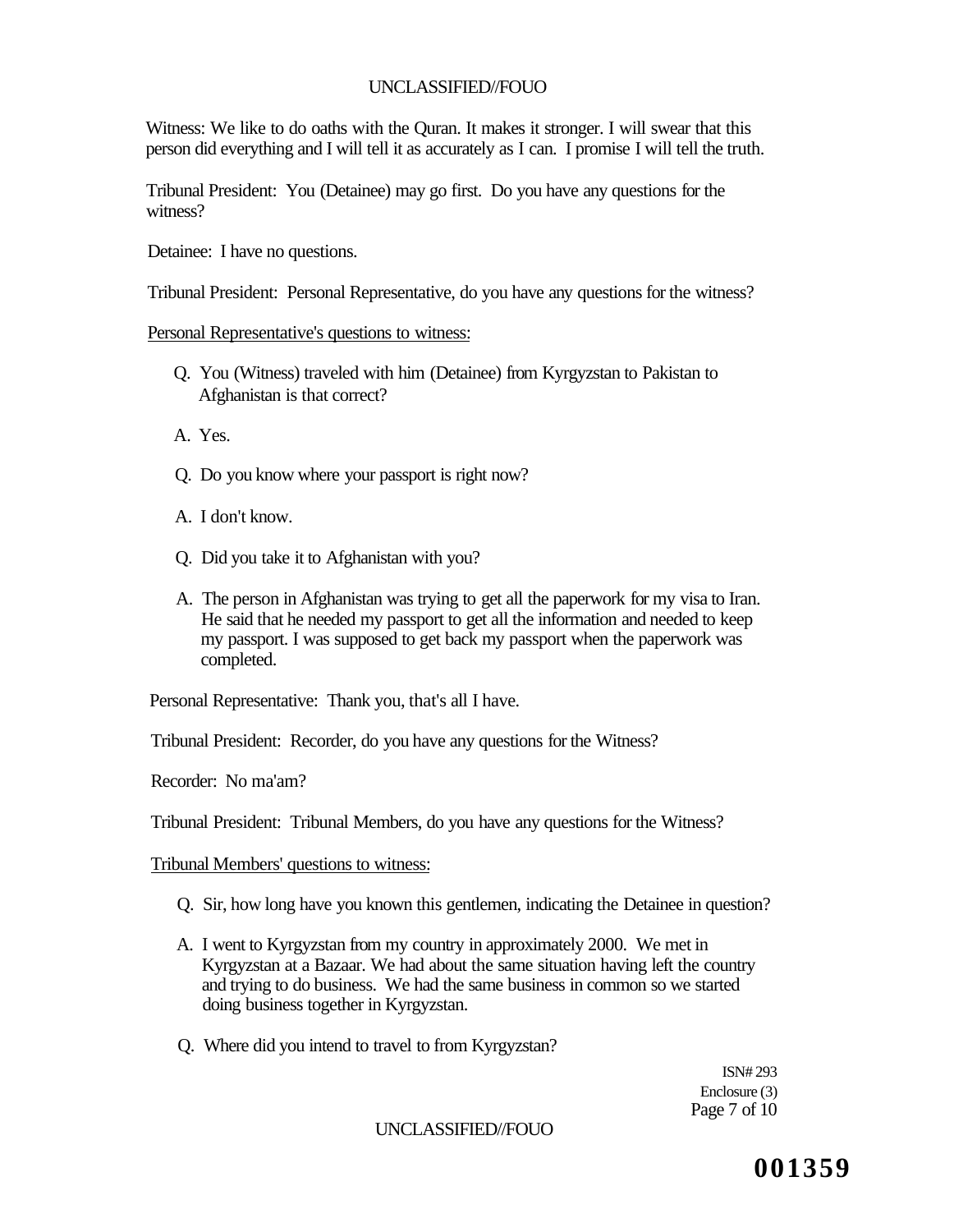Witness: We like to do oaths with the Quran. It makes it stronger. I will swear that this person did everything and I will tell it as accurately as I can. I promise I will tell the truth.

Tribunal President: You (Detainee) may go first. Do you have any questions for the witness?

Detainee: I have no questions.

Tribunal President: Personal Representative, do you have any questions for the witness?

<u>Personal Representative's questions to witness:</u>

Q. You (Witness) traveled with him (Detainee) from Kyrgyzstan to Pakistan to Afghanistan is that correct?

A. Yes.

Q. Do you know where your passport is right now?

A. I don't know.

Q. Did you take it to Afghanistan with you?

A. The person in Afghanistan was trying to get all the paperwork for my visa to Iran. He said that he needed my passport to get all the information and needed to keep my passport. I was supposed to get back my passport when the paperwork was completed.

Personal Representative: Thank you, that's all I have.

Tribunal President: Recorder, do you have any questions for the Witness?

Recorder: No ma'am?

Tribunal President: Tribunal Members, do you have any questions for the Witness?

<u>Tribunal Members' questions to witness:</u>

Q. Sir, how long have you known this gentlemen, indicating the Detainee in question?

A. I went to Kyrgyzstan from my country in approximately 2000. We met in Kyrgyzstan at a Bazaar. We had about the same situation having left the country and trying to do business. We had the same business in common so we started doing business together in Kyrgyzstan.

Q. Where did you intend to travel to from Kyrgyzstan?

ISN# 293
Enclosure (3)

**001359**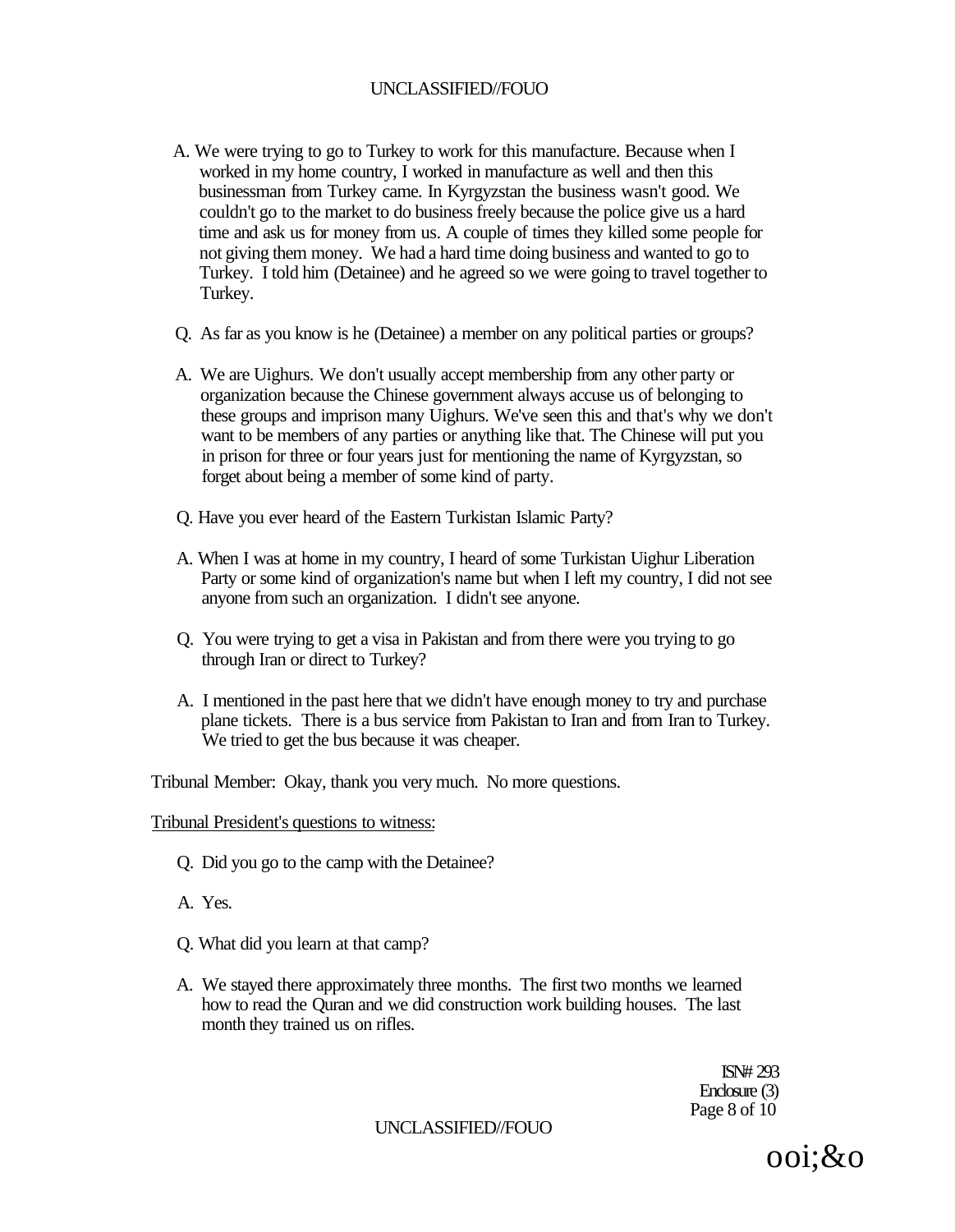A. We were trying to go to Turkey to work for this manufacture. Because when I worked in my home country, I worked in manufacture as well and then this businessman from Turkey came. In Kyrgyzstan the business wasn't good. We couldn't go to the market to do business freely because the police give us a hard time and ask us for money from us. A couple of times they killed some people for not giving them money. We had a hard time doing business and wanted to go to Turkey. I told him (Detainee) and he agreed so we were going to travel together to Turkey.

Q. As far as you know is he (Detainee) a member on any political parties or groups?

A. We are Uighurs. We don't usually accept membership from any other party or organization because the Chinese government always accuse us of belonging to these groups and imprison many Uighurs. We've seen this and that's why we don't want to be members of any parties or anything like that. The Chinese will put you in prison for three or four years just for mentioning the name of Kyrgyzstan, so forget about being a member of some kind of party.

Q. Have you ever heard of the Eastern Turkistan Islamic Party?

A. When I was at home in my country, I heard of some Turkistan Uighur Liberation Party or some kind of organization's name but when I left my country, I did not see anyone from such an organization. I didn't see anyone.

Q. You were trying to get a visa in Pakistan and from there were you trying to go through Iran or direct to Turkey?

A. I mentioned in the past here that we didn't have enough money to try and purchase plane tickets. There is a bus service from Pakistan to Iran and from Iran to Turkey. We tried to get the bus because it was cheaper.

Tribunal Member: Okay, thank you very much. No more questions.

Tribunal President's questions to witness:

Q. Did you go to the camp with the Detainee?

A. Yes.

Q. What did you learn at that camp?

A. We stayed there approximately three months. The first two months we learned how to read the Quran and we did construction work building houses. The last month they trained us on rifles.

ISN# 293
Enclosure (3)

ooi;&o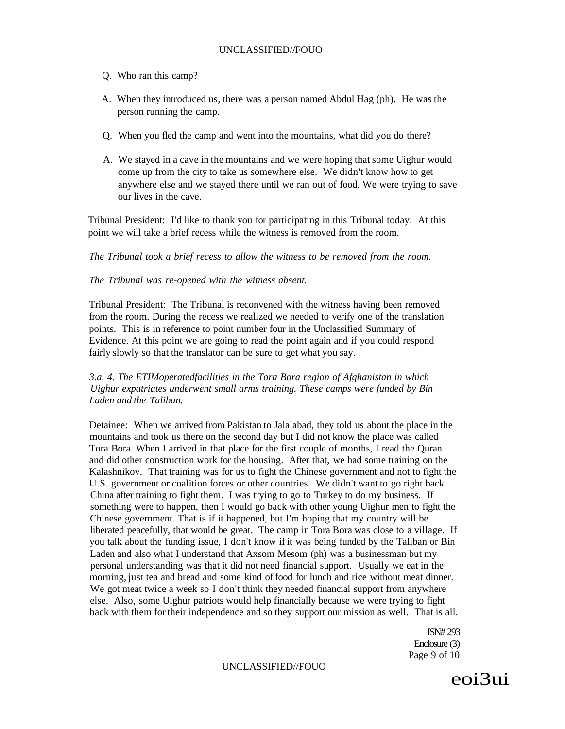Q. Who ran this camp?

A. When they introduced us, there was a person named Abdul Hag (ph). He was the person running the camp.

Q. When you fled the camp and went into the mountains, what did you do there?

A. We stayed in a cave in the mountains and we were hoping that some Uighur would come up from the city to take us somewhere else. We didn't know how to get anywhere else and we stayed there until we ran out of food. We were trying to save our lives in the cave.

Tribunal President: I'd like to thank you for participating in this Tribunal today. At this point we will take a brief recess while the witness is removed from the room.

*The Tribunal took a brief recess to allow the witness to be removed from the room.*

*The Tribunal was re-opened with the witness absent.*

Tribunal President: The Tribunal is reconvened with the witness having been removed from the room. During the recess we realized we needed to verify one of the translation points. This is in reference to point number four in the Unclassified Summary of Evidence. At this point we are going to read the point again and if you could respond fairly slowly so that the translator can be sure to get what you say.

*3.a. 4. The ETIMoperatedfacilities in the Tora Bora region of Afghanistan in which Uighur expatriates underwent small arms training. These camps were funded by Bin Laden and the Taliban.*

Detainee: When we arrived from Pakistan to Jalalabad, they told us about the place in the mountains and took us there on the second day but I did not know the place was called Tora Bora. When I arrived in that place for the first couple of months, I read the Quran and did other construction work for the housing. After that, we had some training on the Kalashnikov. That training was for us to fight the Chinese government and not to fight the U.S. government or coalition forces or other countries. We didn't want to go right back China after training to fight them. I was trying to go to Turkey to do my business. If something were to happen, then I would go back with other young Uighur men to fight the Chinese government. That is if it happened, but I'm hoping that my country will be liberated peacefully, that would be great. The camp in Tora Bora was close to a village. If you talk about the funding issue, I don't know if it was being funded by the Taliban or Bin Laden and also what I understand that Axsom Mesom (ph) was a businessman but my personal understanding was that it did not need financial support. Usually we eat in the morning, just tea and bread and some kind of food for lunch and rice without meat dinner. We got meat twice a week so I don't think they needed financial support from anywhere else. Also, some Uighur patriots would help financially because we were trying to fight back with them for their independence and so they support our mission as well. That is all.

ISN# 293
Enclosure (3)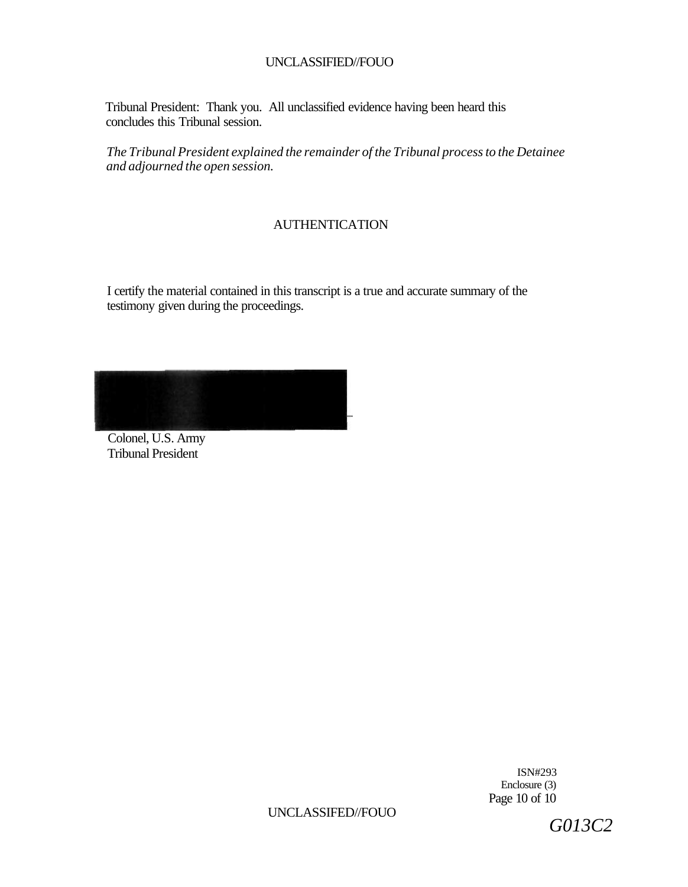Tribunal President: Thank you. All unclassified evidence having been heard this concludes this Tribunal session.

*The Tribunal President explained the remainder of the Tribunal process to the Detainee and adjourned the open session.*

## AUTHENTICATION

I certify the material contained in this transcript is a true and accurate summary of the testimony given during the proceedings.

Colonel, U.S. Army
Tribunal President

ISN#293
Enclosure (3)

G013C2